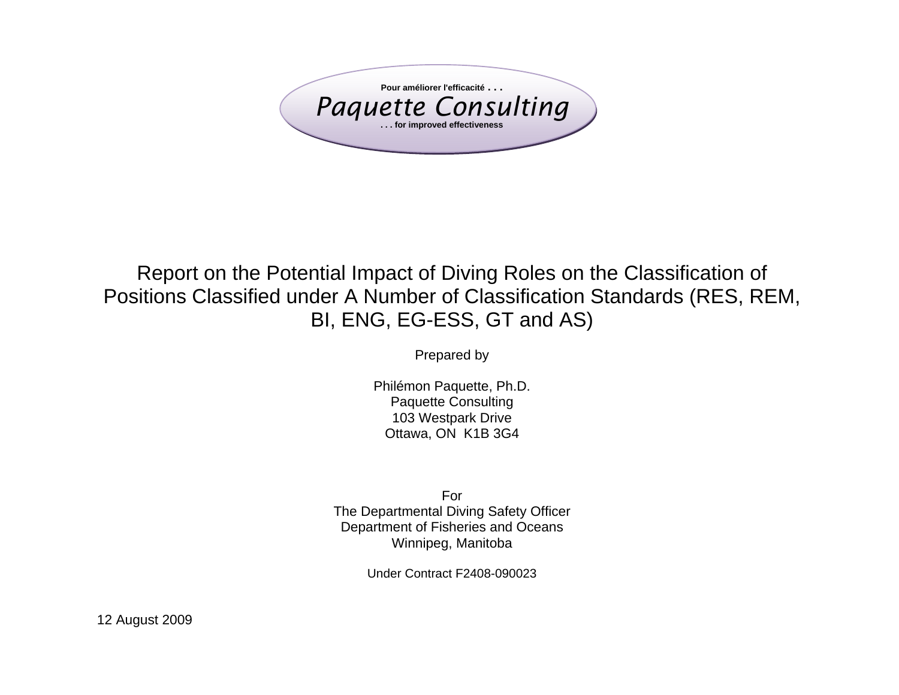Pour améliorer l'efficacité . . .

Paquette Consulting

. . . for improved effectiveness

# Report on the Potential Impact of Diving Roles on the Classification of Positions Classified under A Number of Classification Standards (RES, REM, BI, ENG, EG-ESS, GT and AS)

Prepared by

Philémon Paquette, Ph.D.
Paquette Consulting
103 Westpark Drive
Ottawa, ON K1B 3G4

For
The Departmental Diving Safety Officer
Department of Fisheries and Oceans
Winnipeg, Manitoba

Under Contract F2408-090023

12 August 2009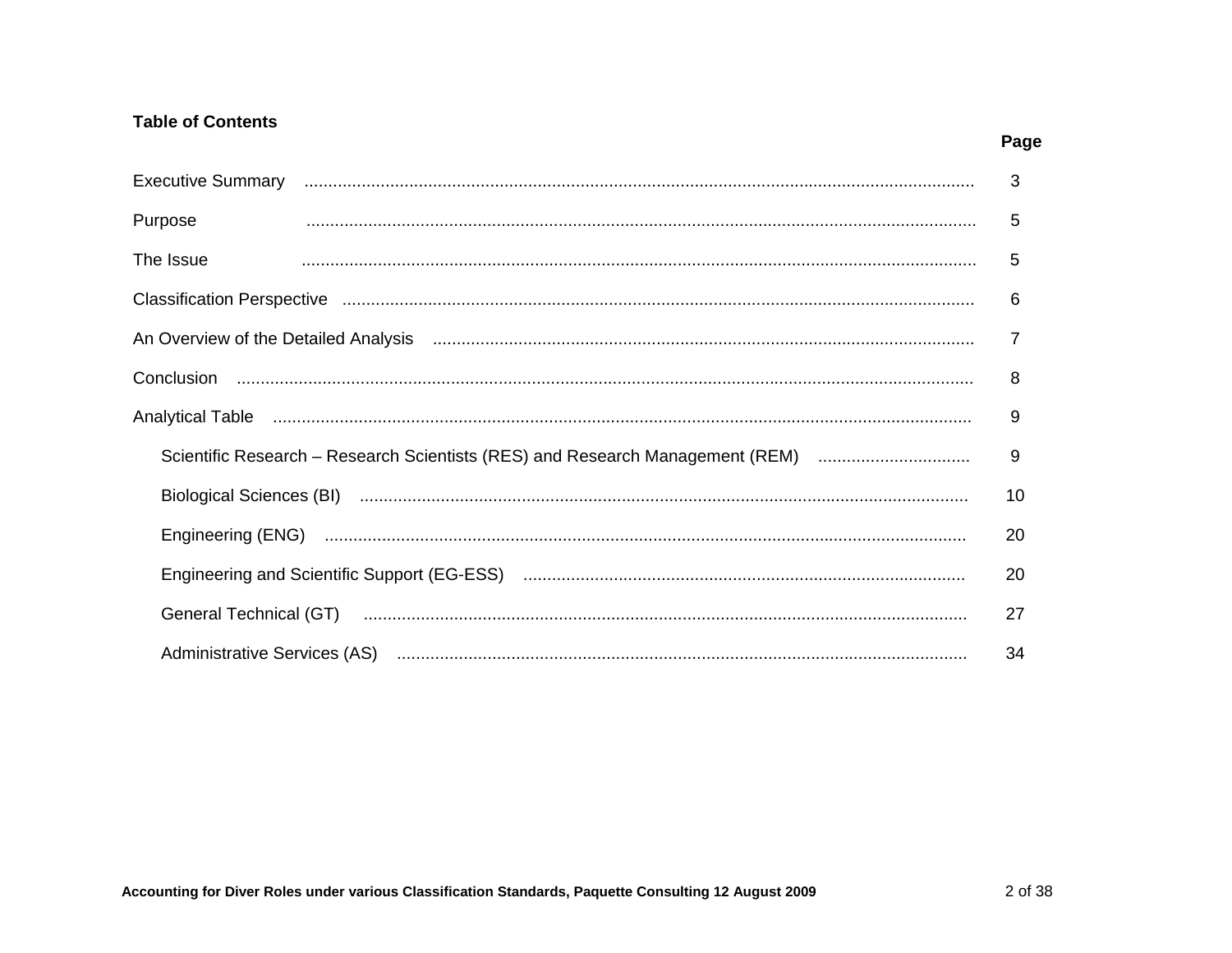**Table of Contents**

| | Page |
|---|---|
| Executive Summary | 3 |
| Purpose | 5 |
| The Issue | 5 |
| Classification Perspective | 6 |
| An Overview of the Detailed Analysis | 7 |
| Conclusion | 8 |
| Analytical Table | 9 |
| Scientific Research – Research Scientists (RES) and Research Management (REM) | 9 |
| Biological Sciences (BI) | 10 |
| Engineering (ENG) | 20 |
| Engineering and Scientific Support (EG-ESS) | 20 |
| General Technical (GT) | 27 |
| Administrative Services (AS) | 34 |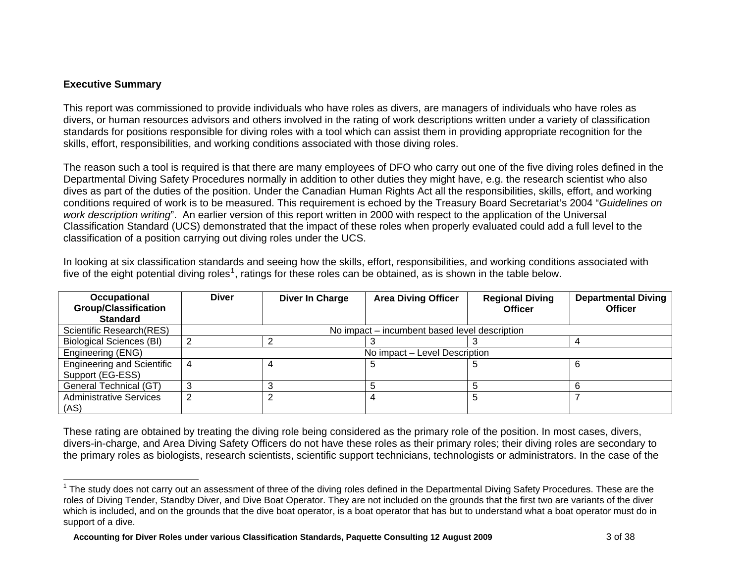## Executive Summary

This report was commissioned to provide individuals who have roles as divers, are managers of individuals who have roles as divers, or human resources advisors and others involved in the rating of work descriptions written under a variety of classification standards for positions responsible for diving roles with a tool which can assist them in providing appropriate recognition for the skills, effort, responsibilities, and working conditions associated with those diving roles.

The reason such a tool is required is that there are many employees of DFO who carry out one of the five diving roles defined in the Departmental Diving Safety Procedures normally in addition to other duties they might have, e.g. the research scientist who also dives as part of the duties of the position. Under the Canadian Human Rights Act all the responsibilities, skills, effort, and working conditions required of work is to be measured. This requirement is echoed by the Treasury Board Secretariat's 2004 "*Guidelines on work description writing*". An earlier version of this report written in 2000 with respect to the application of the Universal Classification Standard (UCS) demonstrated that the impact of these roles when properly evaluated could add a full level to the classification of a position carrying out diving roles under the UCS.

In looking at six classification standards and seeing how the skills, effort, responsibilities, and working conditions associated with five of the eight potential diving roles[1], ratings for these roles can be obtained, as is shown in the table below.

| Occupational Group/Classification Standard | Diver | Diver In Charge | Area Diving Officer | Regional Diving Officer | Departmental Diving Officer |
|---|---|---|---|---|---|
| Scientific Research(RES) | No impact – incumbent based level description | | | | |
| Biological Sciences (BI) | 2 | 2 | 3 | 3 | 4 |
| Engineering (ENG) | No impact – Level Description | | | | |
| Engineering and Scientific Support (EG-ESS) | 4 | 4 | 5 | 5 | 6 |
| General Technical (GT) | 3 | 3 | 5 | 5 | 6 |
| Administrative Services (AS) | 2 | 2 | 4 | 5 | 7 |

These rating are obtained by treating the diving role being considered as the primary role of the position. In most cases, divers, divers-in-charge, and Area Diving Safety Officers do not have these roles as their primary roles; their diving roles are secondary to the primary roles as biologists, research scientists, scientific support technicians, technologists or administrators. In the case of the

[1] The study does not carry out an assessment of three of the diving roles defined in the Departmental Diving Safety Procedures. These are the roles of Diving Tender, Standby Diver, and Dive Boat Operator. They are not included on the grounds that the first two are variants of the diver which is included, and on the grounds that the dive boat operator, is a boat operator that has but to understand what a boat operator must do in support of a dive.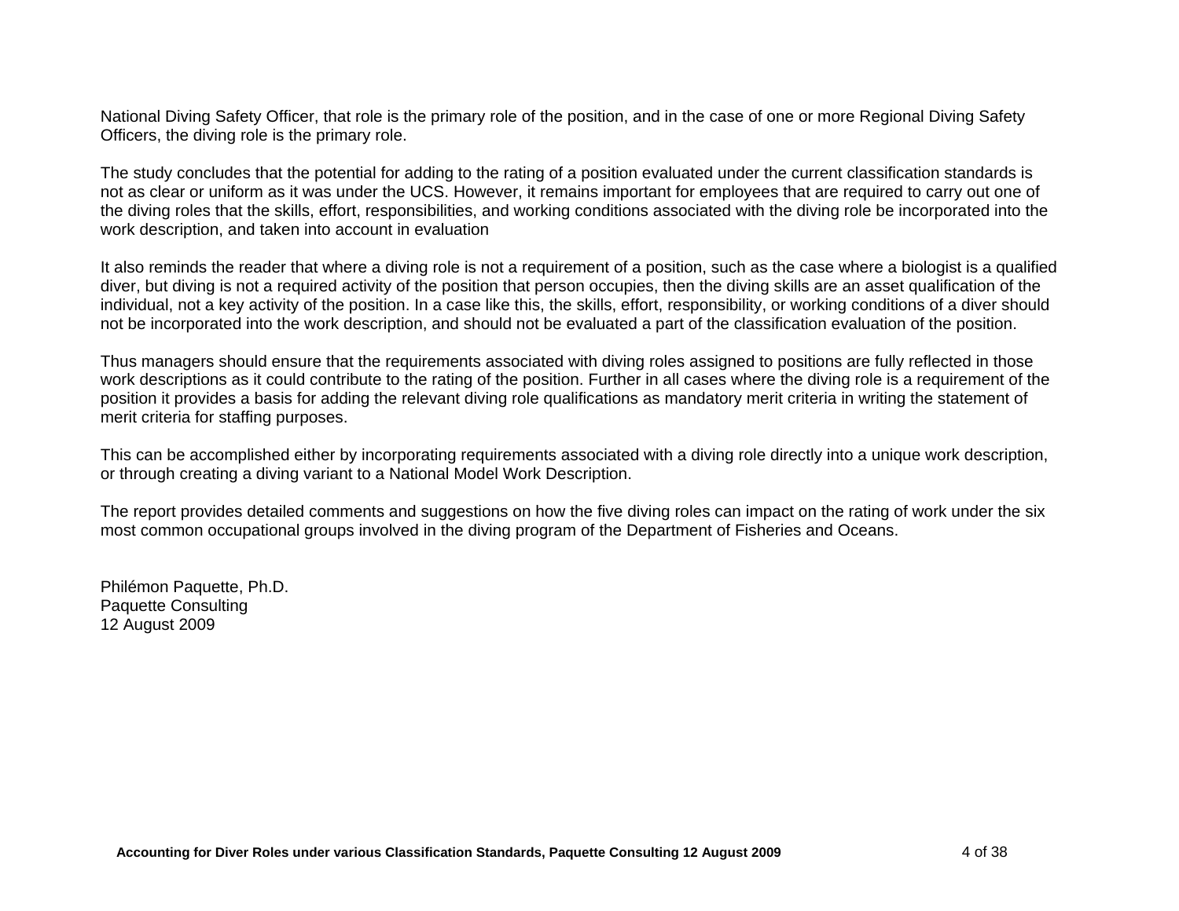National Diving Safety Officer, that role is the primary role of the position, and in the case of one or more Regional Diving Safety Officers, the diving role is the primary role.

The study concludes that the potential for adding to the rating of a position evaluated under the current classification standards is not as clear or uniform as it was under the UCS. However, it remains important for employees that are required to carry out one of the diving roles that the skills, effort, responsibilities, and working conditions associated with the diving role be incorporated into the work description, and taken into account in evaluation

It also reminds the reader that where a diving role is not a requirement of a position, such as the case where a biologist is a qualified diver, but diving is not a required activity of the position that person occupies, then the diving skills are an asset qualification of the individual, not a key activity of the position. In a case like this, the skills, effort, responsibility, or working conditions of a diver should not be incorporated into the work description, and should not be evaluated a part of the classification evaluation of the position.

Thus managers should ensure that the requirements associated with diving roles assigned to positions are fully reflected in those work descriptions as it could contribute to the rating of the position. Further in all cases where the diving role is a requirement of the position it provides a basis for adding the relevant diving role qualifications as mandatory merit criteria in writing the statement of merit criteria for staffing purposes.

This can be accomplished either by incorporating requirements associated with a diving role directly into a unique work description, or through creating a diving variant to a National Model Work Description.

The report provides detailed comments and suggestions on how the five diving roles can impact on the rating of work under the six most common occupational groups involved in the diving program of the Department of Fisheries and Oceans.

Philémon Paquette, Ph.D.
Paquette Consulting
12 August 2009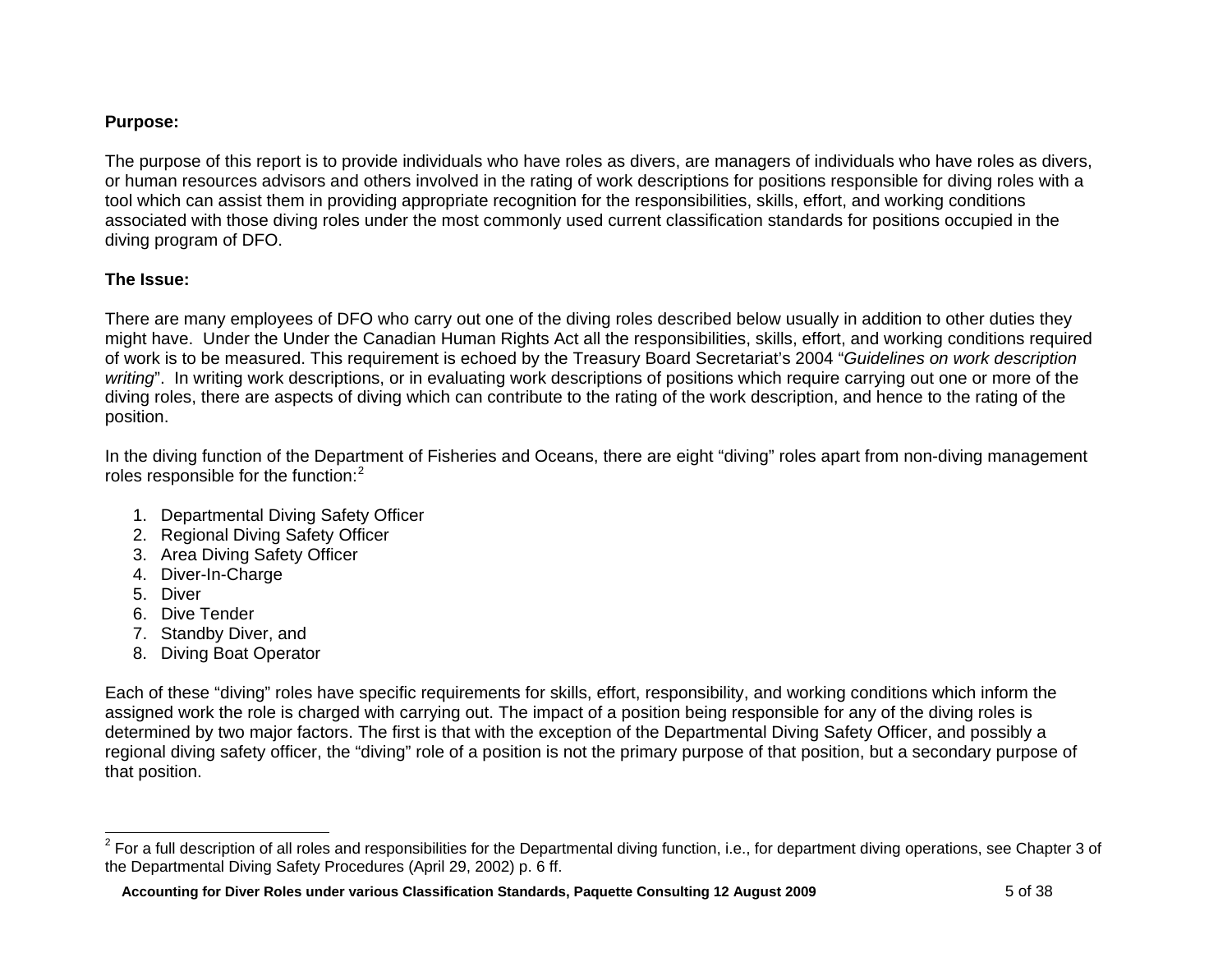**Purpose:**

The purpose of this report is to provide individuals who have roles as divers, are managers of individuals who have roles as divers, or human resources advisors and others involved in the rating of work descriptions for positions responsible for diving roles with a tool which can assist them in providing appropriate recognition for the responsibilities, skills, effort, and working conditions associated with those diving roles under the most commonly used current classification standards for positions occupied in the diving program of DFO.

**The Issue:**

There are many employees of DFO who carry out one of the diving roles described below usually in addition to other duties they might have. Under the Under the Canadian Human Rights Act all the responsibilities, skills, effort, and working conditions required of work is to be measured. This requirement is echoed by the Treasury Board Secretariat's 2004 "*Guidelines on work description writing*". In writing work descriptions, or in evaluating work descriptions of positions which require carrying out one or more of the diving roles, there are aspects of diving which can contribute to the rating of the work description, and hence to the rating of the position.

In the diving function of the Department of Fisheries and Oceans, there are eight "diving" roles apart from non-diving management roles responsible for the function:[2]

1. Departmental Diving Safety Officer
2. Regional Diving Safety Officer
3. Area Diving Safety Officer
4. Diver-In-Charge
5. Diver
6. Dive Tender
7. Standby Diver, and
8. Diving Boat Operator

Each of these "diving" roles have specific requirements for skills, effort, responsibility, and working conditions which inform the assigned work the role is charged with carrying out. The impact of a position being responsible for any of the diving roles is determined by two major factors. The first is that with the exception of the Departmental Diving Safety Officer, and possibly a regional diving safety officer, the "diving" role of a position is not the primary purpose of that position, but a secondary purpose of that position.

---

[2] For a full description of all roles and responsibilities for the Departmental diving function, i.e., for department diving operations, see Chapter 3 of the Departmental Diving Safety Procedures (April 29, 2002) p. 6 ff.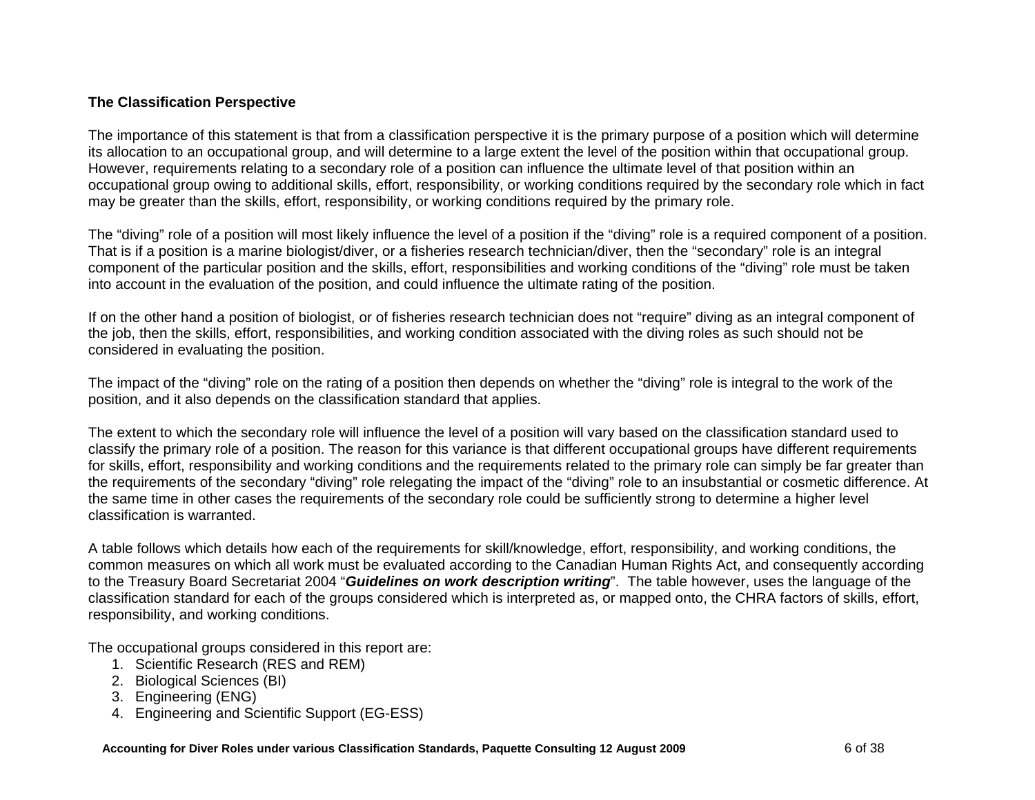**The Classification Perspective**

The importance of this statement is that from a classification perspective it is the primary purpose of a position which will determine its allocation to an occupational group, and will determine to a large extent the level of the position within that occupational group. However, requirements relating to a secondary role of a position can influence the ultimate level of that position within an occupational group owing to additional skills, effort, responsibility, or working conditions required by the secondary role which in fact may be greater than the skills, effort, responsibility, or working conditions required by the primary role.

The “diving” role of a position will most likely influence the level of a position if the “diving” role is a required component of a position. That is if a position is a marine biologist/diver, or a fisheries research technician/diver, then the “secondary” role is an integral component of the particular position and the skills, effort, responsibilities and working conditions of the “diving” role must be taken into account in the evaluation of the position, and could influence the ultimate rating of the position.

If on the other hand a position of biologist, or of fisheries research technician does not “require” diving as an integral component of the job, then the skills, effort, responsibilities, and working condition associated with the diving roles as such should not be considered in evaluating the position.

The impact of the “diving” role on the rating of a position then depends on whether the “diving” role is integral to the work of the position, and it also depends on the classification standard that applies.

The extent to which the secondary role will influence the level of a position will vary based on the classification standard used to classify the primary role of a position. The reason for this variance is that different occupational groups have different requirements for skills, effort, responsibility and working conditions and the requirements related to the primary role can simply be far greater than the requirements of the secondary “diving” role relegating the impact of the “diving” role to an insubstantial or cosmetic difference. At the same time in other cases the requirements of the secondary role could be sufficiently strong to determine a higher level classification is warranted.

A table follows which details how each of the requirements for skill/knowledge, effort, responsibility, and working conditions, the common measures on which all work must be evaluated according to the Canadian Human Rights Act, and consequently according to the Treasury Board Secretariat 2004 “***Guidelines on work description writing***”. The table however, uses the language of the classification standard for each of the groups considered which is interpreted as, or mapped onto, the CHRA factors of skills, effort, responsibility, and working conditions.

The occupational groups considered in this report are:

1. Scientific Research (RES and REM)
2. Biological Sciences (BI)
3. Engineering (ENG)
4. Engineering and Scientific Support (EG-ESS)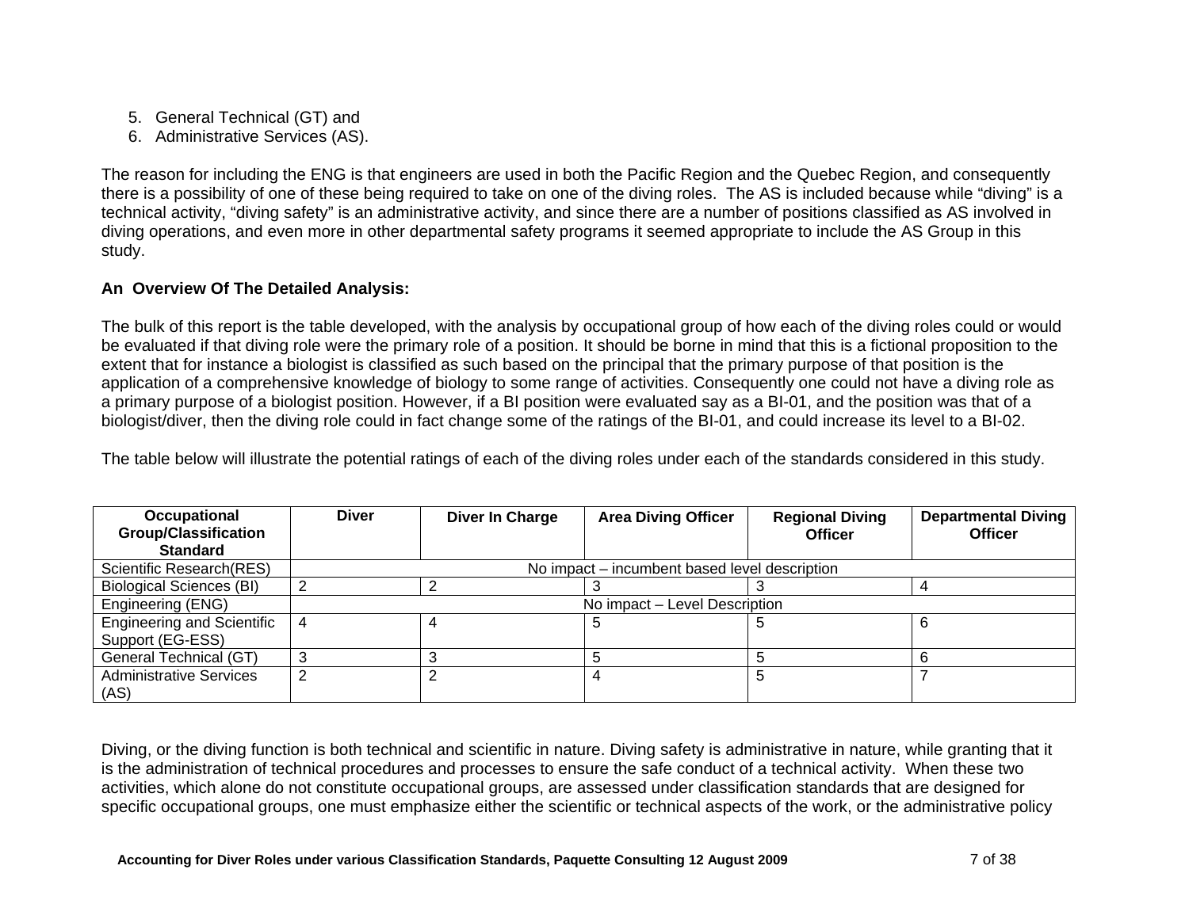5. General Technical (GT) and
6. Administrative Services (AS).

The reason for including the ENG is that engineers are used in both the Pacific Region and the Quebec Region, and consequently there is a possibility of one of these being required to take on one of the diving roles. The AS is included because while "diving" is a technical activity, "diving safety" is an administrative activity, and since there are a number of positions classified as AS involved in diving operations, and even more in other departmental safety programs it seemed appropriate to include the AS Group in this study.

**An Overview Of The Detailed Analysis:**

The bulk of this report is the table developed, with the analysis by occupational group of how each of the diving roles could or would be evaluated if that diving role were the primary role of a position. It should be borne in mind that this is a fictional proposition to the extent that for instance a biologist is classified as such based on the principal that the primary purpose of that position is the application of a comprehensive knowledge of biology to some range of activities. Consequently one could not have a diving role as a primary purpose of a biologist position. However, if a BI position were evaluated say as a BI-01, and the position was that of a biologist/diver, then the diving role could in fact change some of the ratings of the BI-01, and could increase its level to a BI-02.

The table below will illustrate the potential ratings of each of the diving roles under each of the standards considered in this study.

| Occupational Group/Classification Standard | Diver | Diver In Charge | Area Diving Officer | Regional Diving Officer | Departmental Diving Officer |
|---|---|---|---|---|---|
| Scientific Research(RES) | No impact – incumbent based level description | | | | |
| Biological Sciences (BI) | 2 | 2 | 3 | 3 | 4 |
| Engineering (ENG) | No impact – Level Description | | | | |
| Engineering and Scientific Support (EG-ESS) | 4 | 4 | 5 | 5 | 6 |
| General Technical (GT) | 3 | 3 | 5 | 5 | 6 |
| Administrative Services (AS) | 2 | 2 | 4 | 5 | 7 |

Diving, or the diving function is both technical and scientific in nature. Diving safety is administrative in nature, while granting that it is the administration of technical procedures and processes to ensure the safe conduct of a technical activity. When these two activities, which alone do not constitute occupational groups, are assessed under classification standards that are designed for specific occupational groups, one must emphasize either the scientific or technical aspects of the work, or the administrative policy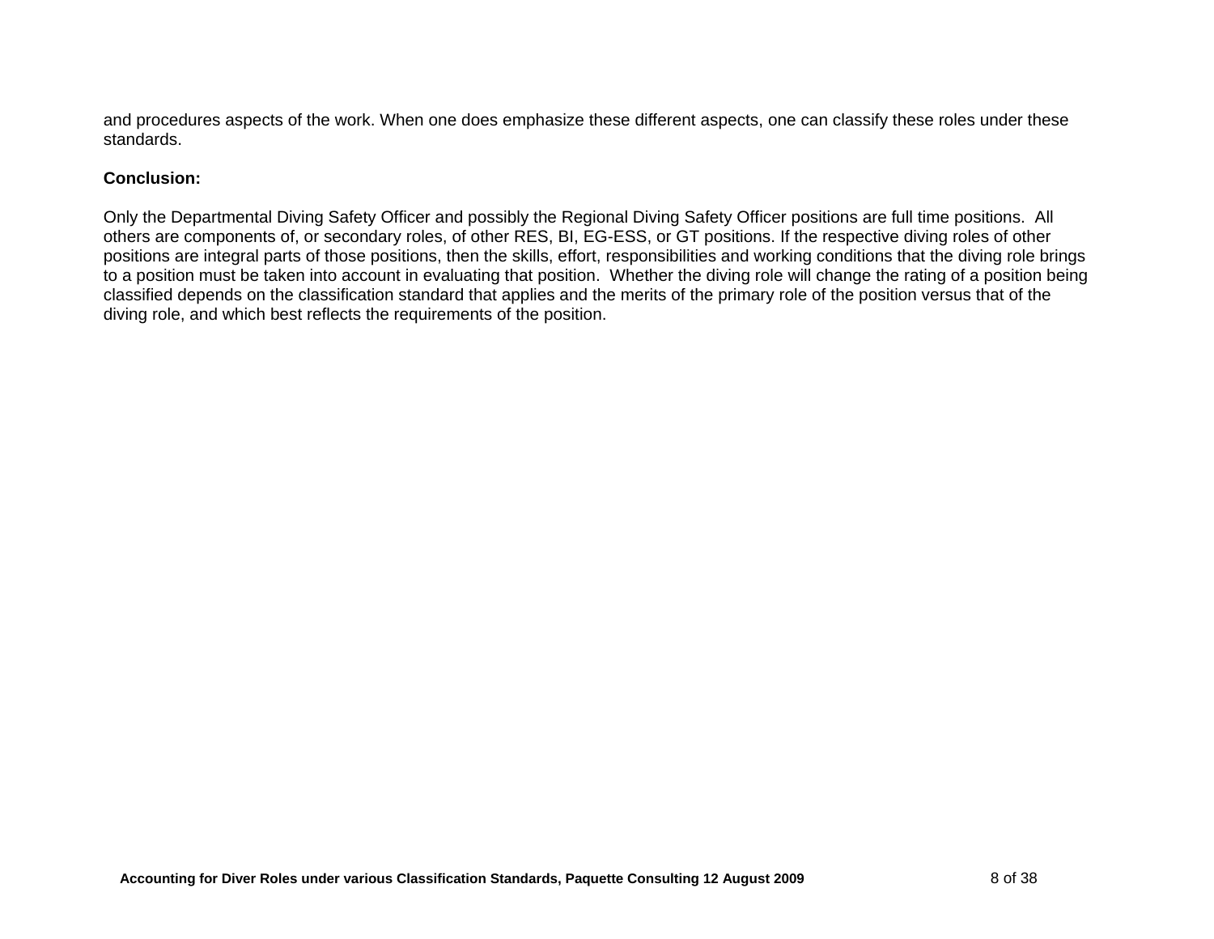and procedures aspects of the work. When one does emphasize these different aspects, one can classify these roles under these standards.

**Conclusion:**

Only the Departmental Diving Safety Officer and possibly the Regional Diving Safety Officer positions are full time positions. All others are components of, or secondary roles, of other RES, BI, EG-ESS, or GT positions. If the respective diving roles of other positions are integral parts of those positions, then the skills, effort, responsibilities and working conditions that the diving role brings to a position must be taken into account in evaluating that position. Whether the diving role will change the rating of a position being classified depends on the classification standard that applies and the merits of the primary role of the position versus that of the diving role, and which best reflects the requirements of the position.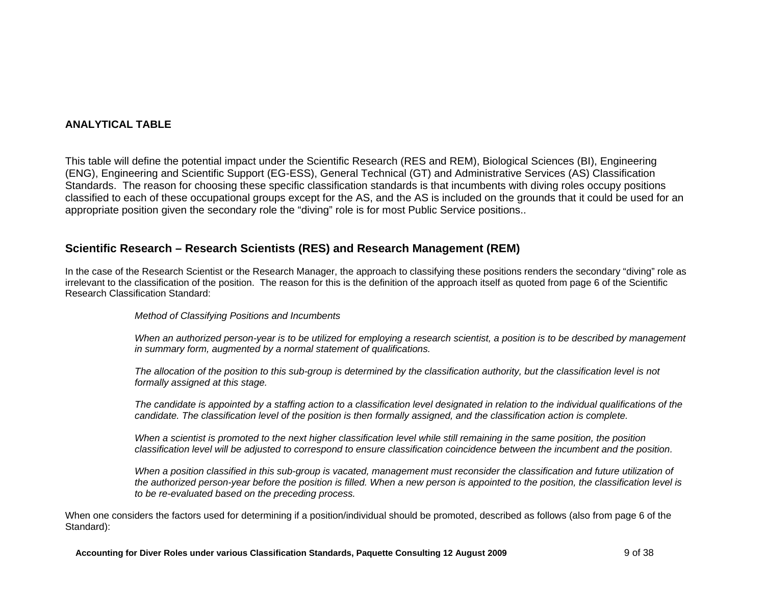**ANALYTICAL TABLE**

This table will define the potential impact under the Scientific Research (RES and REM), Biological Sciences (BI), Engineering (ENG), Engineering and Scientific Support (EG-ESS), General Technical (GT) and Administrative Services (AS) Classification Standards. The reason for choosing these specific classification standards is that incumbents with diving roles occupy positions classified to each of these occupational groups except for the AS, and the AS is included on the grounds that it could be used for an appropriate position given the secondary role the "diving" role is for most Public Service positions..

## Scientific Research – Research Scientists (RES) and Research Management (REM)

In the case of the Research Scientist or the Research Manager, the approach to classifying these positions renders the secondary "diving" role as irrelevant to the classification of the position. The reason for this is the definition of the approach itself as quoted from page 6 of the Scientific Research Classification Standard:

> *Method of Classifying Positions and Incumbents*
>
> *When an authorized person-year is to be utilized for employing a research scientist, a position is to be described by management in summary form, augmented by a normal statement of qualifications.*
>
> *The allocation of the position to this sub-group is determined by the classification authority, but the classification level is not formally assigned at this stage.*
>
> *The candidate is appointed by a staffing action to a classification level designated in relation to the individual qualifications of the candidate. The classification level of the position is then formally assigned, and the classification action is complete.*
>
> *When a scientist is promoted to the next higher classification level while still remaining in the same position, the position classification level will be adjusted to correspond to ensure classification coincidence between the incumbent and the position.*
>
> *When a position classified in this sub-group is vacated, management must reconsider the classification and future utilization of the authorized person-year before the position is filled. When a new person is appointed to the position, the classification level is to be re-evaluated based on the preceding process.*

When one considers the factors used for determining if a position/individual should be promoted, described as follows (also from page 6 of the Standard):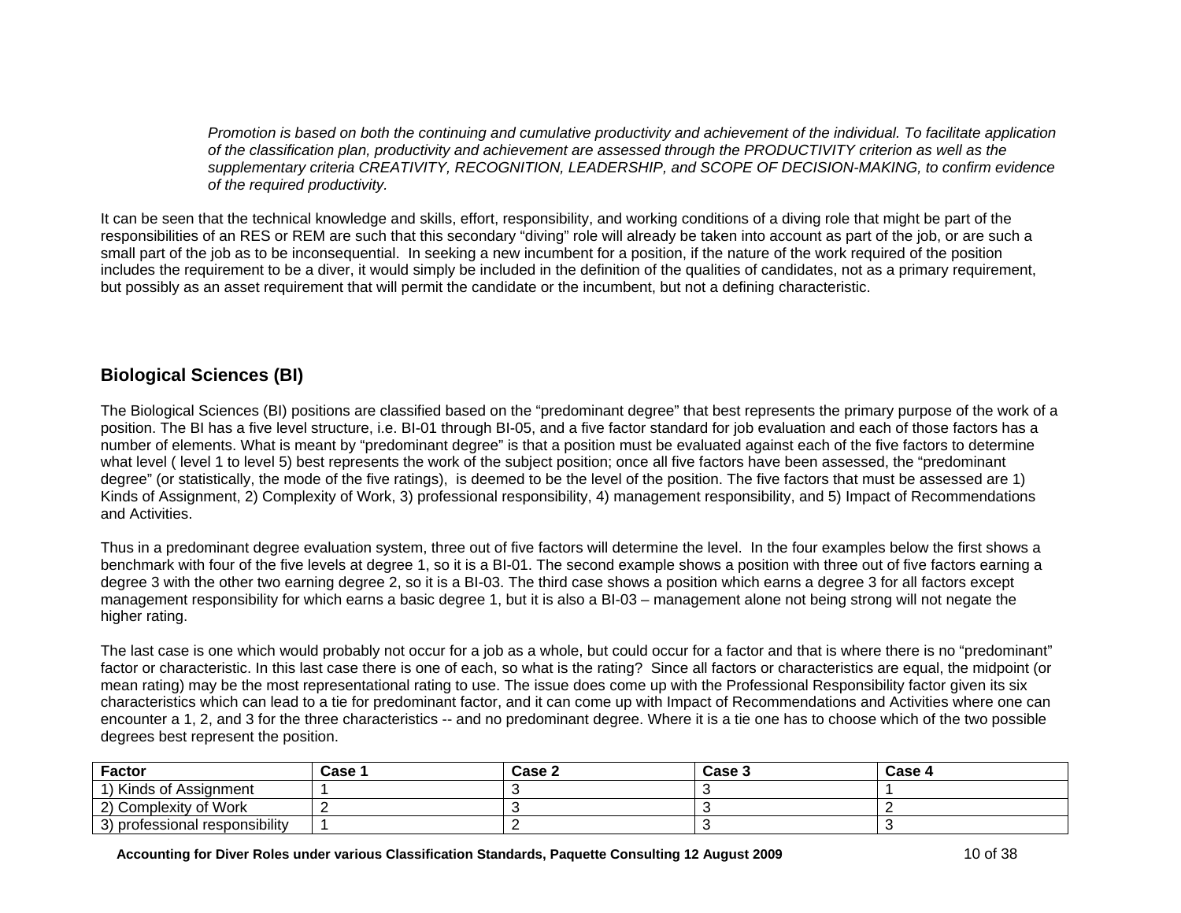*Promotion is based on both the continuing and cumulative productivity and achievement of the individual. To facilitate application of the classification plan, productivity and achievement are assessed through the PRODUCTIVITY criterion as well as the supplementary criteria CREATIVITY, RECOGNITION, LEADERSHIP, and SCOPE OF DECISION-MAKING, to confirm evidence of the required productivity.*

It can be seen that the technical knowledge and skills, effort, responsibility, and working conditions of a diving role that might be part of the responsibilities of an RES or REM are such that this secondary "diving" role will already be taken into account as part of the job, or are such a small part of the job as to be inconsequential. In seeking a new incumbent for a position, if the nature of the work required of the position includes the requirement to be a diver, it would simply be included in the definition of the qualities of candidates, not as a primary requirement, but possibly as an asset requirement that will permit the candidate or the incumbent, but not a defining characteristic.

## Biological Sciences (BI)

The Biological Sciences (BI) positions are classified based on the "predominant degree" that best represents the primary purpose of the work of a position. The BI has a five level structure, i.e. BI-01 through BI-05, and a five factor standard for job evaluation and each of those factors has a number of elements. What is meant by "predominant degree" is that a position must be evaluated against each of the five factors to determine what level ( level 1 to level 5) best represents the work of the subject position; once all five factors have been assessed, the "predominant degree" (or statistically, the mode of the five ratings), is deemed to be the level of the position. The five factors that must be assessed are 1) Kinds of Assignment, 2) Complexity of Work, 3) professional responsibility, 4) management responsibility, and 5) Impact of Recommendations and Activities.

Thus in a predominant degree evaluation system, three out of five factors will determine the level. In the four examples below the first shows a benchmark with four of the five levels at degree 1, so it is a BI-01. The second example shows a position with three out of five factors earning a degree 3 with the other two earning degree 2, so it is a BI-03. The third case shows a position which earns a degree 3 for all factors except management responsibility for which earns a basic degree 1, but it is also a BI-03 – management alone not being strong will not negate the higher rating.

The last case is one which would probably not occur for a job as a whole, but could occur for a factor and that is where there is no "predominant" factor or characteristic. In this last case there is one of each, so what is the rating? Since all factors or characteristics are equal, the midpoint (or mean rating) may be the most representational rating to use. The issue does come up with the Professional Responsibility factor given its six characteristics which can lead to a tie for predominant factor, and it can come up with Impact of Recommendations and Activities where one can encounter a 1, 2, and 3 for the three characteristics -- and no predominant degree. Where it is a tie one has to choose which of the two possible degrees best represent the position.

| Factor | Case 1 | Case 2 | Case 3 | Case 4 |
|---|---|---|---|---|
| 1) Kinds of Assignment | 1 | 3 | 3 | 1 |
| 2) Complexity of Work | 2 | 3 | 3 | 2 |
| 3) professional responsibility | 1 | 2 | 3 | 3 |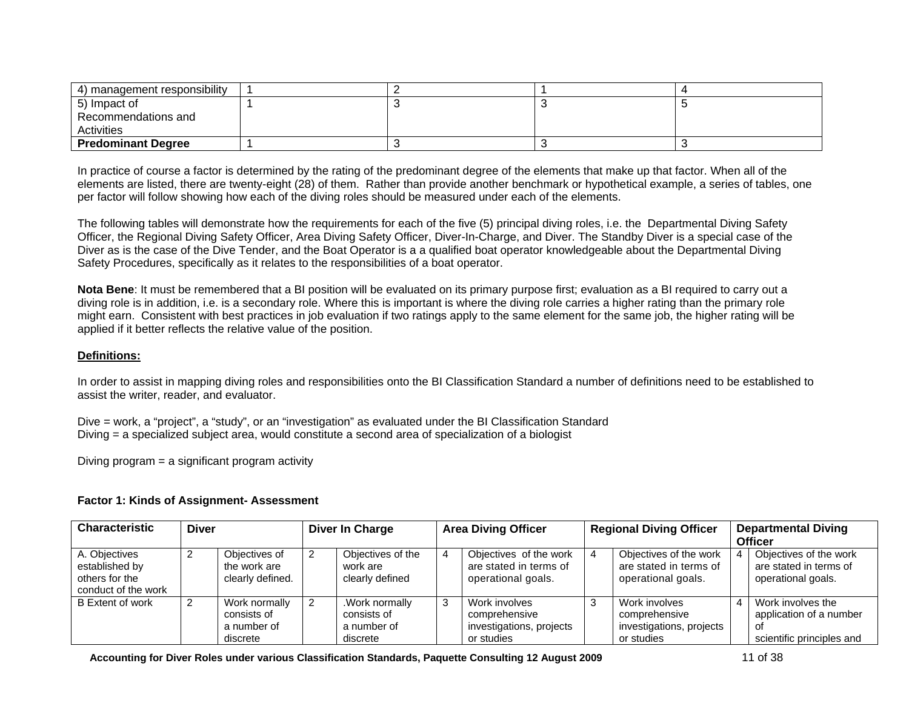| 4) management responsibility | 1 | 2 | 1 | 4 |
|---|---|---|---|---|
| 5) Impact of Recommendations and Activities | 1 | 3 | 3 | 5 |
| **Predominant Degree** | 1 | 3 | 3 | 3 |

In practice of course a factor is determined by the rating of the predominant degree of the elements that make up that factor. When all of the elements are listed, there are twenty-eight (28) of them. Rather than provide another benchmark or hypothetical example, a series of tables, one per factor will follow showing how each of the diving roles should be measured under each of the elements.

The following tables will demonstrate how the requirements for each of the five (5) principal diving roles, i.e. the Departmental Diving Safety Officer, the Regional Diving Safety Officer, Area Diving Safety Officer, Diver-In-Charge, and Diver. The Standby Diver is a special case of the Diver as is the case of the Dive Tender, and the Boat Operator is a a qualified boat operator knowledgeable about the Departmental Diving Safety Procedures, specifically as it relates to the responsibilities of a boat operator.

**Nota Bene**: It must be remembered that a BI position will be evaluated on its primary purpose first; evaluation as a BI required to carry out a diving role is in addition, i.e. is a secondary role. Where this is important is where the diving role carries a higher rating than the primary role might earn. Consistent with best practices in job evaluation if two ratings apply to the same element for the same job, the higher rating will be applied if it better reflects the relative value of the position.

**Definitions:**

In order to assist in mapping diving roles and responsibilities onto the BI Classification Standard a number of definitions need to be established to assist the writer, reader, and evaluator.

Dive = work, a "project", a "study", or an "investigation" as evaluated under the BI Classification Standard
Diving = a specialized subject area, would constitute a second area of specialization of a biologist

Diving program = a significant program activity

**Factor 1: Kinds of Assignment- Assessment**

| Characteristic | Diver | | Diver In Charge | | Area Diving Officer | | Regional Diving Officer | | Departmental Diving Officer | |
|---|---|---|---|---|---|---|---|---|---|---|
| A. Objectives established by others for the conduct of the work | 2 | Objectives of the work are clearly defined. | 2 | Objectives of the work are clearly defined | 4 | Objectives of the work are stated in terms of operational goals. | 4 | Objectives of the work are stated in terms of operational goals. | 4 | Objectives of the work are stated in terms of operational goals. |
| B Extent of work | 2 | Work normally consists of a number of discrete | 2 | .Work normally consists of a number of discrete | 3 | Work involves comprehensive investigations, projects or studies | 3 | Work involves comprehensive investigations, projects or studies | 4 | Work involves the application of a number of scientific principles and |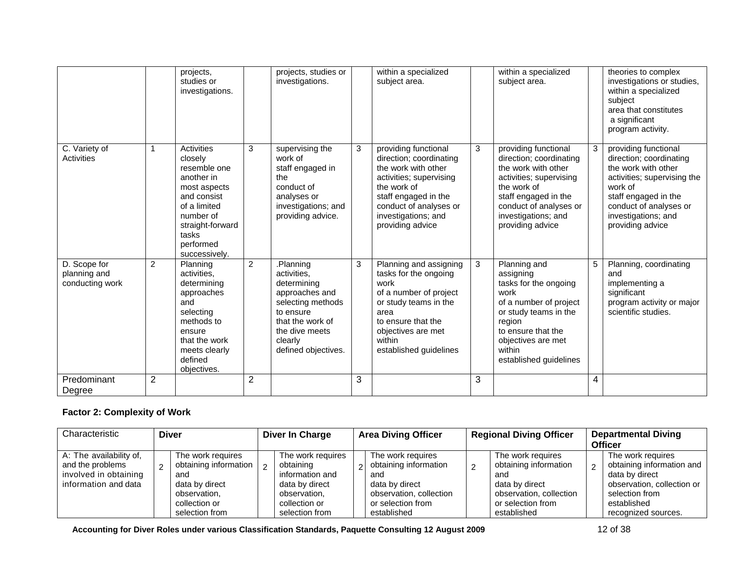| | | | | | | | | | | |
|---|---|---|---|---|---|---|---|---|---|---|
| | | projects, studies or investigations. | | projects, studies or investigations. | | within a specialized subject area. | | within a specialized subject area. | | theories to complex investigations or studies, within a specialized subject area that constitutes a significant program activity. |
| C. Variety of Activities | 1 | Activities closely resemble one another in most aspects and consist of a limited number of straight-forward tasks performed successively. | 3 | supervising the work of staff engaged in the conduct of analyses or investigations; and providing advice. | 3 | providing functional direction; coordinating the work with other activities; supervising the work of staff engaged in the conduct of analyses or investigations; and providing advice | 3 | providing functional direction; coordinating the work with other activities; supervising the work of staff engaged in the conduct of analyses or investigations; and providing advice | 3 | providing functional direction; coordinating the work with other activities; supervising the work of staff engaged in the conduct of analyses or investigations; and providing advice |
| D. Scope for planning and conducting work | 2 | Planning activities, determining approaches and selecting methods to ensure that the work meets clearly defined objectives. | 2 | .Planning activities, determining approaches and selecting methods to ensure that the work of the dive meets clearly defined objectives. | 3 | Planning and assigning tasks for the ongoing work of a number of project or study teams in the area to ensure that the objectives are met within established guidelines | 3 | Planning and assigning tasks for the ongoing work of a number of project or study teams in the region to ensure that the objectives are met within established guidelines | 5 | Planning, coordinating and implementing a significant program activity or major scientific studies. |
| Predominant Degree | 2 | | 2 | | 3 | | 3 | | 4 | |

**Factor 2: Complexity of Work**

| Characteristic | Diver | | Diver In Charge | | Area Diving Officer | | Regional Diving Officer | | Departmental Diving Officer | |
|---|---|---|---|---|---|---|---|---|---|---|
| A: The availability of, and the problems involved in obtaining information and data | 2 | The work requires obtaining information and data by direct observation, collection or selection from | 2 | The work requires obtaining information and data by direct observation, collection or selection from | 2 | The work requires obtaining information and data by direct observation, collection or selection from established | 2 | The work requires obtaining information and data by direct observation, collection or selection from established | 2 | The work requires obtaining information and data by direct observation, collection or selection from established recognized sources. |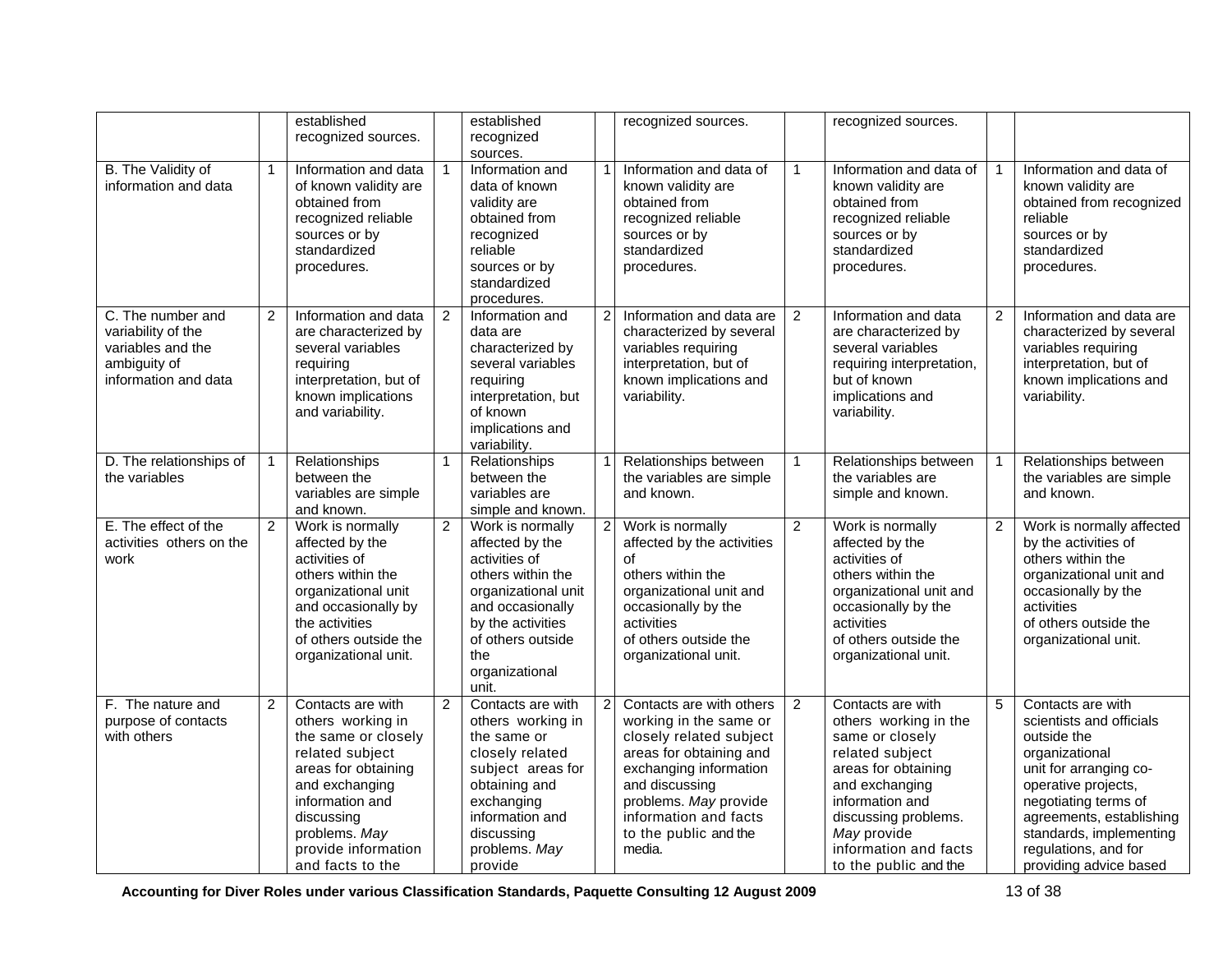| | | established recognized sources. | | established recognized sources. | | recognized sources. | | recognized sources. | | |
|---|---|---|---|---|---|---|---|---|---|---|
| B. The Validity of information and data | 1 | Information and data of known validity are obtained from recognized reliable sources or by standardized procedures. | 1 | Information and data of known validity are obtained from recognized reliable sources or by standardized procedures. | 1 | Information and data of known validity are obtained from recognized reliable sources or by standardized procedures. | 1 | Information and data of known validity are obtained from recognized reliable sources or by standardized procedures. | 1 | Information and data of known validity are obtained from recognized reliable sources or by standardized procedures. |
| C. The number and variability of the variables and the ambiguity of information and data | 2 | Information and data are characterized by several variables requiring interpretation, but of known implications and variability. | 2 | Information and data are characterized by several variables requiring interpretation, but of known implications and variability. | 2 | Information and data are characterized by several variables requiring interpretation, but of known implications and variability. | 2 | Information and data are characterized by several variables requiring interpretation, but of known implications and variability. | 2 | Information and data are characterized by several variables requiring interpretation, but of known implications and variability. |
| D. The relationships of the variables | 1 | Relationships between the variables are simple and known. | 1 | Relationships between the variables are simple and known. | 1 | Relationships between the variables are simple and known. | 1 | Relationships between the variables are simple and known. | 1 | Relationships between the variables are simple and known. |
| E. The effect of the activities others on the work | 2 | Work is normally affected by the activities of others within the organizational unit and occasionally by the activities of others outside the organizational unit. | 2 | Work is normally affected by the activities of others within the organizational unit and occasionally by the activities of others outside the organizational unit. | 2 | Work is normally affected by the activities of others within the organizational unit and occasionally by the activities of others outside the organizational unit. | 2 | Work is normally affected by the activities of others within the organizational unit and occasionally by the activities of others outside the organizational unit. | 2 | Work is normally affected by the activities of others within the organizational unit and occasionally by the activities of others outside the organizational unit. |
| F. The nature and purpose of contacts with others | 2 | Contacts are with others working in the same or closely related subject areas for obtaining and exchanging information and discussing problems. *May* provide information and facts to the | 2 | Contacts are with others working in the same or closely related subject areas for obtaining and exchanging information and discussing problems. *May* provide | 2 | Contacts are with others working in the same or closely related subject areas for obtaining and exchanging information and discussing problems. *May* provide information and facts to the public and the media. | 2 | Contacts are with others working in the same or closely related subject areas for obtaining and exchanging information and discussing problems. *May* provide information and facts to the public and the | 5 | Contacts are with scientists and officials outside the organizational unit for arranging co-operative projects, negotiating terms of agreements, establishing standards, implementing regulations, and for providing advice based |

**Accounting for Diver Roles under various Classification Standards, Paquette Consulting 12 August 2009**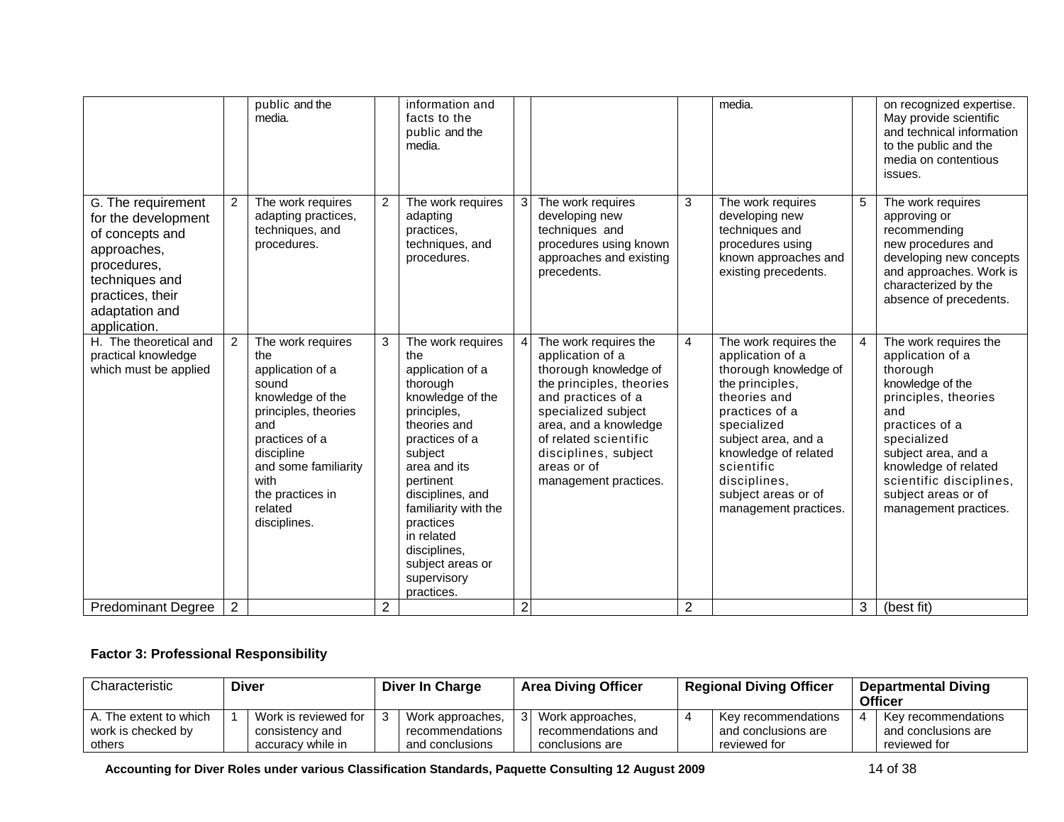| | | | | | | | | | | |
|---|---|---|---|---|---|---|---|---|---|---|
| | | public and the media. | | information and facts to the public and the media. | | | | media. | | on recognized expertise. May provide scientific and technical information to the public and the media on contentious issues. |
| G. The requirement for the development of concepts and approaches, procedures, techniques and practices, their adaptation and application. | 2 | The work requires adapting practices, techniques, and procedures. | 2 | The work requires adapting practices, techniques, and procedures. | 3 | The work requires developing new techniques and procedures using known approaches and existing precedents. | 3 | The work requires developing new techniques and procedures using known approaches and existing precedents. | 5 | The work requires approving or recommending new procedures and developing new concepts and approaches. Work is characterized by the absence of precedents. |
| H. The theoretical and practical knowledge which must be applied | 2 | The work requires the application of a sound knowledge of the principles, theories and practices of a discipline and some familiarity with the practices in related disciplines. | 3 | The work requires the application of a thorough knowledge of the principles, theories and practices of a subject area and its pertinent disciplines, and familiarity with the practices in related disciplines, subject areas or supervisory practices. | 4 | The work requires the application of a thorough knowledge of the principles, theories and practices of a specialized subject area, and a knowledge of related scientific disciplines, subject areas or of management practices. | 4 | The work requires the application of a thorough knowledge of the principles, theories and practices of a specialized subject area, and a knowledge of related scientific disciplines, subject areas or of management practices. | 4 | The work requires the application of a thorough knowledge of the principles, theories and practices of a specialized subject area, and a knowledge of related scientific disciplines, subject areas or of management practices. |
| Predominant Degree | 2 | | 2 | | 2 | | 2 | | 3 | (best fit) |

**Factor 3: Professional Responsibility**

| Characteristic | Diver | | Diver In Charge | | Area Diving Officer | | Regional Diving Officer | | Departmental Diving Officer | |
|---|---|---|---|---|---|---|---|---|---|---|
| A. The extent to which work is checked by others | 1 | Work is reviewed for consistency and accuracy while in | 3 | Work approaches, recommendations and conclusions | 3 | Work approaches, recommendations and conclusions are | 4 | Key recommendations and conclusions are reviewed for | 4 | Key recommendations and conclusions are reviewed for |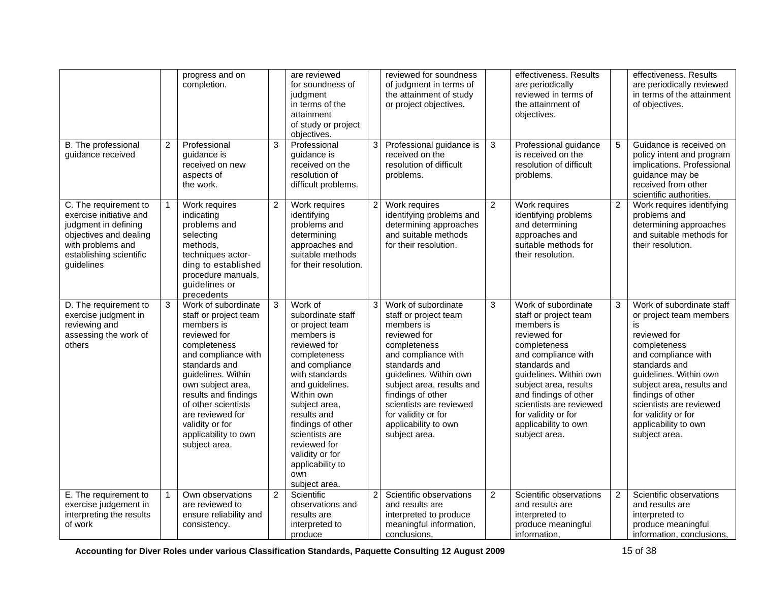| | | | | | | | | | | |
|---|---|---|---|---|---|---|---|---|---|---|
| | | progress and on completion. | | are reviewed for soundness of judgment in terms of the attainment of study or project objectives. | | reviewed for soundness of judgment in terms of the attainment of study or project objectives. | | effectiveness. Results are periodically reviewed in terms of the attainment of objectives. | | effectiveness. Results are periodically reviewed in terms of the attainment of objectives. |
| B. The professional guidance received | 2 | Professional guidance is received on new aspects of the work. | 3 | Professional guidance is received on the resolution of difficult problems. | 3 | Professional guidance is received on the resolution of difficult problems. | 3 | Professional guidance is received on the resolution of difficult problems. | 5 | Guidance is received on policy intent and program implications. Professional guidance may be received from other scientific authorities. |
| C. The requirement to exercise initiative and judgment in defining objectives and dealing with problems and establishing scientific guidelines | 1 | Work requires indicating problems and selecting methods, techniques actor-ding to established procedure manuals, guidelines or precedents | 2 | Work requires identifying problems and determining approaches and suitable methods for their resolution. | 2 | Work requires identifying problems and determining approaches and suitable methods for their resolution. | 2 | Work requires identifying problems and determining approaches and suitable methods for their resolution. | 2 | Work requires identifying problems and determining approaches and suitable methods for their resolution. |
| D. The requirement to exercise judgment in reviewing and assessing the work of others | 3 | Work of subordinate staff or project team members is reviewed for completeness and compliance with standards and guidelines. Within own subject area, results and findings of other scientists are reviewed for validity or for applicability to own subject area. | 3 | Work of subordinate staff or project team members is reviewed for completeness and compliance with standards and guidelines. Within own subject area, results and findings of other scientists are reviewed for validity or for applicability to own subject area. | 3 | Work of subordinate staff or project team members is reviewed for completeness and compliance with standards and guidelines. Within own subject area, results and findings of other scientists are reviewed for validity or for applicability to own subject area. | 3 | Work of subordinate staff or project team members is reviewed for completeness and compliance with standards and guidelines. Within own subject area, results and findings of other scientists are reviewed for validity or for applicability to own subject area. | 3 | Work of subordinate staff or project team members is reviewed for completeness and compliance with standards and guidelines. Within own subject area, results and findings of other scientists are reviewed for validity or for applicability to own subject area. |
| E. The requirement to exercise judgement in interpreting the results of work | 1 | Own observations are reviewed to ensure reliability and consistency. | 2 | Scientific observations and results are interpreted to produce | 2 | Scientific observations and results are interpreted to produce meaningful information, conclusions, | 2 | Scientific observations and results are interpreted to produce meaningful information, | 2 | Scientific observations and results are interpreted to produce meaningful information, conclusions, |

**Accounting for Diver Roles under various Classification Standards, Paquette Consulting 12 August 2009**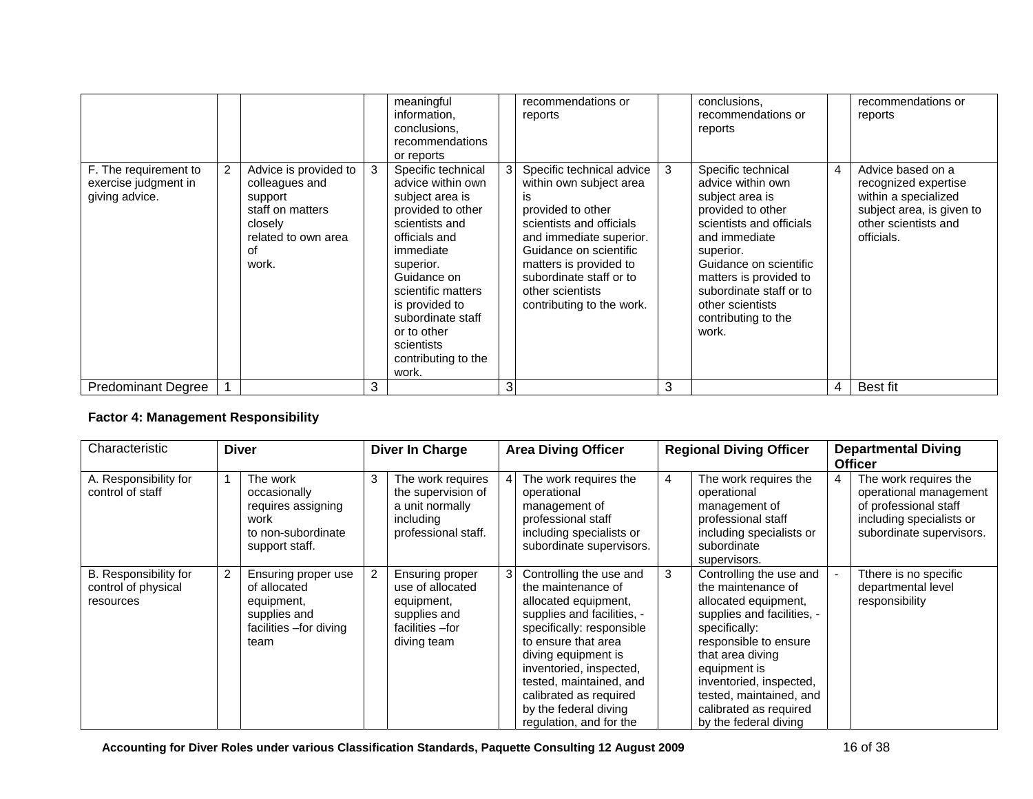| | | | | | | | | | | |
|---|---|---|---|---|---|---|---|---|---|---|
| | | | | meaningful information, conclusions, recommendations or reports | | recommendations or reports | | conclusions, recommendations or reports | | recommendations or reports |
| F. The requirement to exercise judgment in giving advice. | 2 | Advice is provided to colleagues and support staff on matters closely related to own area of work. | 3 | Specific technical advice within own subject area is provided to other scientists and officials and immediate superior. Guidance on scientific matters is provided to subordinate staff or to other scientists contributing to the work. | 3 | Specific technical advice within own subject area is provided to other scientists and officials and immediate superior. Guidance on scientific matters is provided to subordinate staff or to other scientists contributing to the work. | 3 | Specific technical advice within own subject area is provided to other scientists and officials and immediate superior. Guidance on scientific matters is provided to subordinate staff or to other scientists contributing to the work. | 4 | Advice based on a recognized expertise within a specialized subject area, is given to other scientists and officials. |
| Predominant Degree | 1 | | 3 | | 3 | | 3 | | 4 | Best fit |

**Factor 4: Management Responsibility**

| Characteristic | Diver | | Diver In Charge | | Area Diving Officer | | Regional Diving Officer | | Departmental Diving Officer | |
|---|---|---|---|---|---|---|---|---|---|---|
| A. Responsibility for control of staff | 1 | The work occasionally requires assigning work to non-subordinate support staff. | 3 | The work requires the supervision of a unit normally including professional staff. | 4 | The work requires the operational management of professional staff including specialists or subordinate supervisors. | 4 | The work requires the operational management of professional staff including specialists or subordinate supervisors. | 4 | The work requires the operational management of professional staff including specialists or subordinate supervisors. |
| B. Responsibility for control of physical resources | 2 | Ensuring proper use of allocated equipment, supplies and facilities –for diving team | 2 | Ensuring proper use of allocated equipment, supplies and facilities –for diving team | 3 | Controlling the use and the maintenance of allocated equipment, supplies and facilities, - specifically: responsible to ensure that area diving equipment is inventoried, inspected, tested, maintained, and calibrated as required by the federal diving regulation, and for the | 3 | Controlling the use and the maintenance of allocated equipment, supplies and facilities, - specifically: responsible to ensure that area diving equipment is inventoried, inspected, tested, maintained, and calibrated as required by the federal diving | - | Tthere is no specific departmental level responsibility |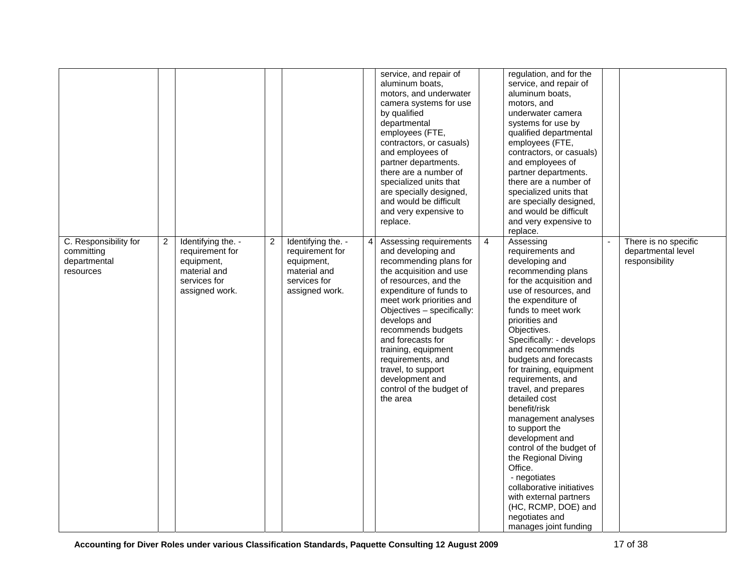| | | | | | | | | | |
|---|---|---|---|---|---|---|---|---|---|
| | | | | | | service, and repair of aluminum boats, motors, and underwater camera systems for use by qualified departmental employees (FTE, contractors, or casuals) and employees of partner departments. there are a number of specialized units that are specially designed, and would be difficult and very expensive to replace. | | regulation, and for the service, and repair of aluminum boats, motors, and underwater camera systems for use by qualified departmental employees (FTE, contractors, or casuals) and employees of partner departments. there are a number of specialized units that are specially designed, and would be difficult and very expensive to replace. | | |
| C. Responsibility for committing departmental resources | 2 | Identifying the. - requirement for equipment, material and services for assigned work. | 2 | Identifying the. - requirement for equipment, material and services for assigned work. | 4 | Assessing requirements and developing and recommending plans for the acquisition and use of resources, and the expenditure of funds to meet work priorities and Objectives – specifically: develops and recommends budgets and forecasts for training, equipment requirements, and travel, to support development and control of the budget of the area | 4 | Assessing requirements and developing and recommending plans for the acquisition and use of resources, and the expenditure of funds to meet work priorities and Objectives. Specifically: - develops and recommends budgets and forecasts for training, equipment requirements, and travel, and prepares detailed cost benefit/risk management analyses to support the development and control of the budget of the Regional Diving Office. - negotiates collaborative initiatives with external partners (HC, RCMP, DOE) and negotiates and manages joint funding | - | There is no specific departmental level responsibility |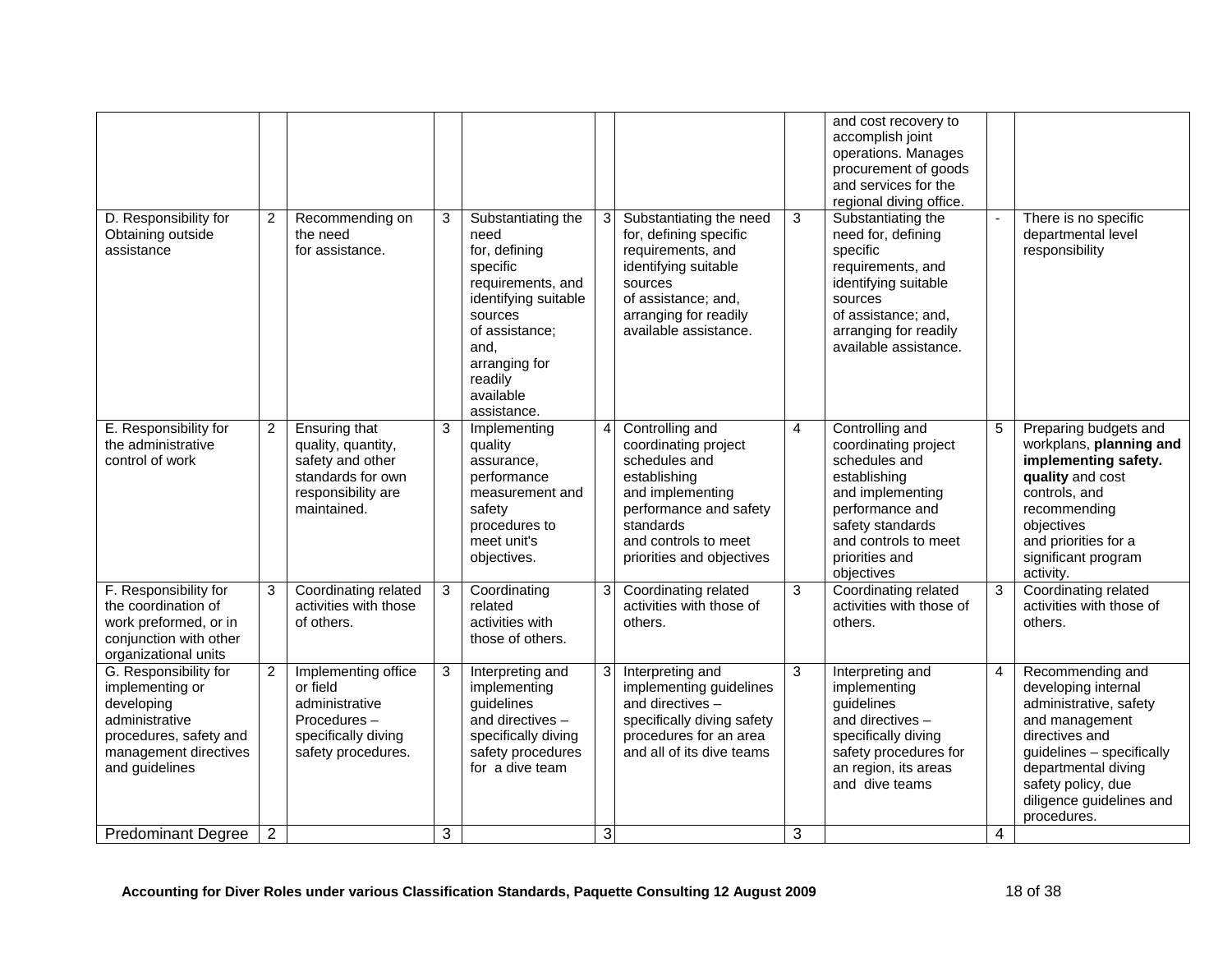| | | | | | | | | | | |
|---|---|---|---|---|---|---|---|---|---|---|
| | | | | | | | | and cost recovery to accomplish joint operations. Manages procurement of goods and services for the regional diving office. | | |
| D. Responsibility for Obtaining outside assistance | 2 | Recommending on the need for assistance. | 3 | Substantiating the need for, defining specific requirements, and identifying suitable sources of assistance; and, arranging for readily available assistance. | 3 | Substantiating the need for, defining specific requirements, and identifying suitable sources of assistance; and, arranging for readily available assistance. | 3 | Substantiating the need for, defining specific requirements, and identifying suitable sources of assistance; and, arranging for readily available assistance. | - | There is no specific departmental level responsibility |
| E. Responsibility for the administrative control of work | 2 | Ensuring that quality, quantity, safety and other standards for own responsibility are maintained. | 3 | Implementing quality assurance, performance measurement and safety procedures to meet unit's objectives. | 4 | Controlling and coordinating project schedules and establishing and implementing performance and safety standards and controls to meet priorities and objectives | 4 | Controlling and coordinating project schedules and establishing and implementing performance and safety standards and controls to meet priorities and objectives | 5 | Preparing budgets and workplans, **planning and implementing safety. quality** and cost controls, and recommending objectives and priorities for a significant program activity. |
| F. Responsibility for the coordination of work preformed, or in conjunction with other organizational units | 3 | Coordinating related activities with those of others. | 3 | Coordinating related activities with those of others. | 3 | Coordinating related activities with those of others. | 3 | Coordinating related activities with those of others. | 3 | Coordinating related activities with those of others. |
| G. Responsibility for implementing or developing administrative procedures, safety and management directives and guidelines | 2 | Implementing office or field administrative Procedures – specifically diving safety procedures. | 3 | Interpreting and implementing guidelines and directives – specifically diving safety procedures for a dive team | 3 | Interpreting and implementing guidelines and directives – specifically diving safety procedures for an area and all of its dive teams | 3 | Interpreting and implementing guidelines and directives – specifically diving safety procedures for an region, its areas and dive teams | 4 | Recommending and developing internal administrative, safety and management directives and guidelines – specifically departmental diving safety policy, due diligence guidelines and procedures. |
| Predominant Degree | 2 | | 3 | | 3 | | 3 | | 4 | |

**Accounting for Diver Roles under various Classification Standards, Paquette Consulting 12 August 2009**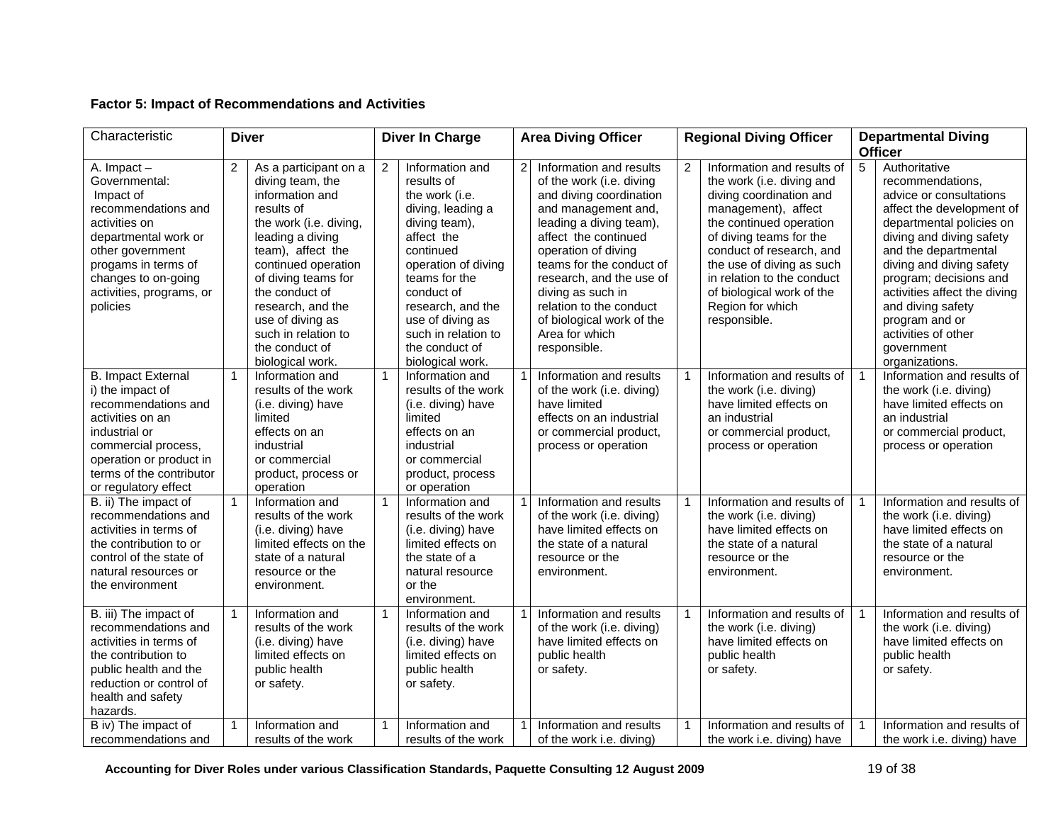**Factor 5: Impact of Recommendations and Activities**

| Characteristic | Diver | | Diver In Charge | | Area Diving Officer | | Regional Diving Officer | | Departmental Diving Officer | |
|---|---|---|---|---|---|---|---|---|---|---|
| A. Impact – Governmental: Impact of recommendations and activities on departmental work or other government progams in terms of changes to on-going activities, programs, or policies | 2 | As a participant on a diving team, the information and results of the work (i.e. diving, leading a diving team), affect the continued operation of diving teams for the conduct of research, and the use of diving as such in relation to the conduct of biological work. | 2 | Information and results of the work (i.e. diving, leading a diving team), affect the continued operation of diving teams for the conduct of research, and the use of diving as such in relation to the conduct of biological work. | 2 | Information and results of the work (i.e. diving and diving coordination and management and, leading a diving team), affect the continued operation of diving teams for the conduct of research, and the use of diving as such in relation to the conduct of biological work of the Area for which responsible. | 2 | Information and results of the work (i.e. diving and diving coordination and management), affect the continued operation of diving teams for the conduct of research, and the use of diving as such in relation to the conduct of biological work of the Region for which responsible. | 5 | Authoritative recommendations, advice or consultations affect the development of departmental policies on diving and diving safety and the departmental diving and diving safety program; decisions and activities affect the diving and diving safety program and or activities of other government organizations. |
| B. Impact External i) the impact of recommendations and activities on an industrial or commercial process, operation or product in terms of the contributor or regulatory effect | 1 | Information and results of the work (i.e. diving) have limited effects on an industrial or commercial product, process or operation | 1 | Information and results of the work (i.e. diving) have limited effects on an industrial or commercial product, process or operation | 1 | Information and results of the work (i.e. diving) have limited effects on an industrial or commercial product, process or operation | 1 | Information and results of the work (i.e. diving) have limited effects on an industrial or commercial product, process or operation | 1 | Information and results of the work (i.e. diving) have limited effects on an industrial or commercial product, process or operation |
| B. ii) The impact of recommendations and activities in terms of the contribution to or control of the state of natural resources or the environment | 1 | Information and results of the work (i.e. diving) have limited effects on the state of a natural resource or the environment. | 1 | Information and results of the work (i.e. diving) have limited effects on the state of a natural resource or the environment. | 1 | Information and results of the work (i.e. diving) have limited effects on the state of a natural resource or the environment. | 1 | Information and results of the work (i.e. diving) have limited effects on the state of a natural resource or the environment. | 1 | Information and results of the work (i.e. diving) have limited effects on the state of a natural resource or the environment. |
| B. iii) The impact of recommendations and activities in terms of the contribution to public health and the reduction or control of health and safety hazards. | 1 | Information and results of the work (i.e. diving) have limited effects on public health or safety. | 1 | Information and results of the work (i.e. diving) have limited effects on public health or safety. | 1 | Information and results of the work (i.e. diving) have limited effects on public health or safety. | 1 | Information and results of the work (i.e. diving) have limited effects on public health or safety. | 1 | Information and results of the work (i.e. diving) have limited effects on public health or safety. |
| B iv) The impact of recommendations and | 1 | Information and results of the work | 1 | Information and results of the work | 1 | Information and results of the work i.e. diving) | 1 | Information and results of the work i.e. diving) have | 1 | Information and results of the work i.e. diving) have |

**Accounting for Diver Roles under various Classification Standards, Paquette Consulting 12 August 2009**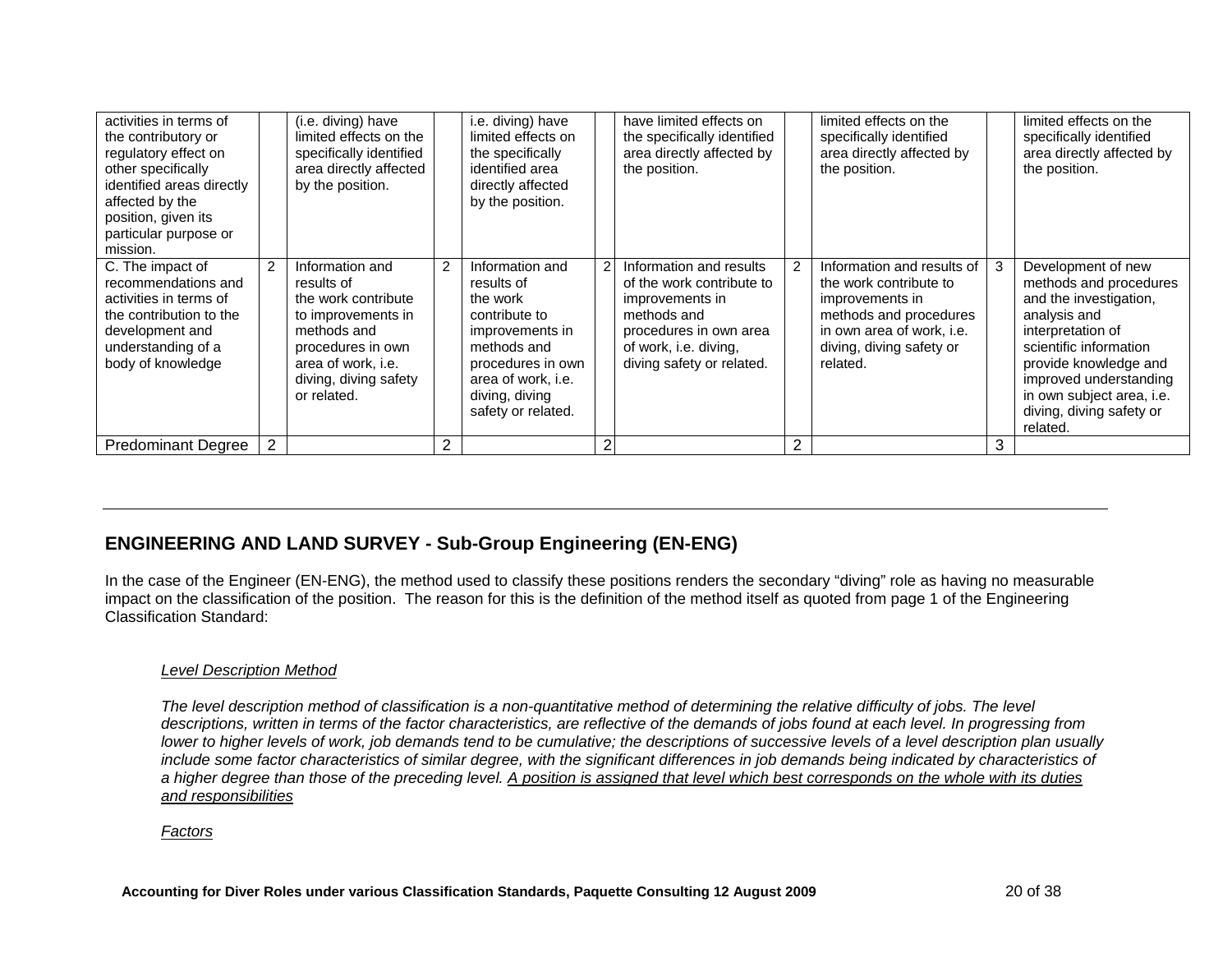| | | | | | | | | | | |
|---|---|---|---|---|---|---|---|---|---|---|
| activities in terms of the contributory or regulatory effect on other specifically identified areas directly affected by the position, given its particular purpose or mission. | | (i.e. diving) have limited effects on the specifically identified area directly affected by the position. | | i.e. diving) have limited effects on the specifically identified area directly affected by the position. | | have limited effects on the specifically identified area directly affected by the position. | | limited effects on the specifically identified area directly affected by the position. | | limited effects on the specifically identified area directly affected by the position. |
| C. The impact of recommendations and activities in terms of the contribution to the development and understanding of a body of knowledge | 2 | Information and results of the work contribute to improvements in methods and procedures in own area of work, i.e. diving, diving safety or related. | 2 | Information and results of the work contribute to improvements in methods and procedures in own area of work, i.e. diving, diving safety or related. | 2 | Information and results of the work contribute to improvements in methods and procedures in own area of work, i.e. diving, diving safety or related. | 2 | Information and results of the work contribute to improvements in methods and procedures in own area of work, i.e. diving, diving safety or related. | 3 | Development of new methods and procedures and the investigation, analysis and interpretation of scientific information provide knowledge and improved understanding in own subject area, i.e. diving, diving safety or related. |
| Predominant Degree | 2 | | 2 | | 2 | | 2 | | 3 | |

---

## ENGINEERING AND LAND SURVEY - Sub-Group Engineering (EN-ENG)

In the case of the Engineer (EN-ENG), the method used to classify these positions renders the secondary "diving" role as having no measurable impact on the classification of the position. The reason for this is the definition of the method itself as quoted from page 1 of the Engineering Classification Standard:

> *Level Description Method*
>
> *The level description method of classification is a non-quantitative method of determining the relative difficulty of jobs. The level descriptions, written in terms of the factor characteristics, are reflective of the demands of jobs found at each level. In progressing from lower to higher levels of work, job demands tend to be cumulative; the descriptions of successive levels of a level description plan usually include some factor characteristics of similar degree, with the significant differences in job demands being indicated by characteristics of a higher degree than those of the preceding level. A position is assigned that level which best corresponds on the whole with its duties and responsibilities*
>
> *Factors*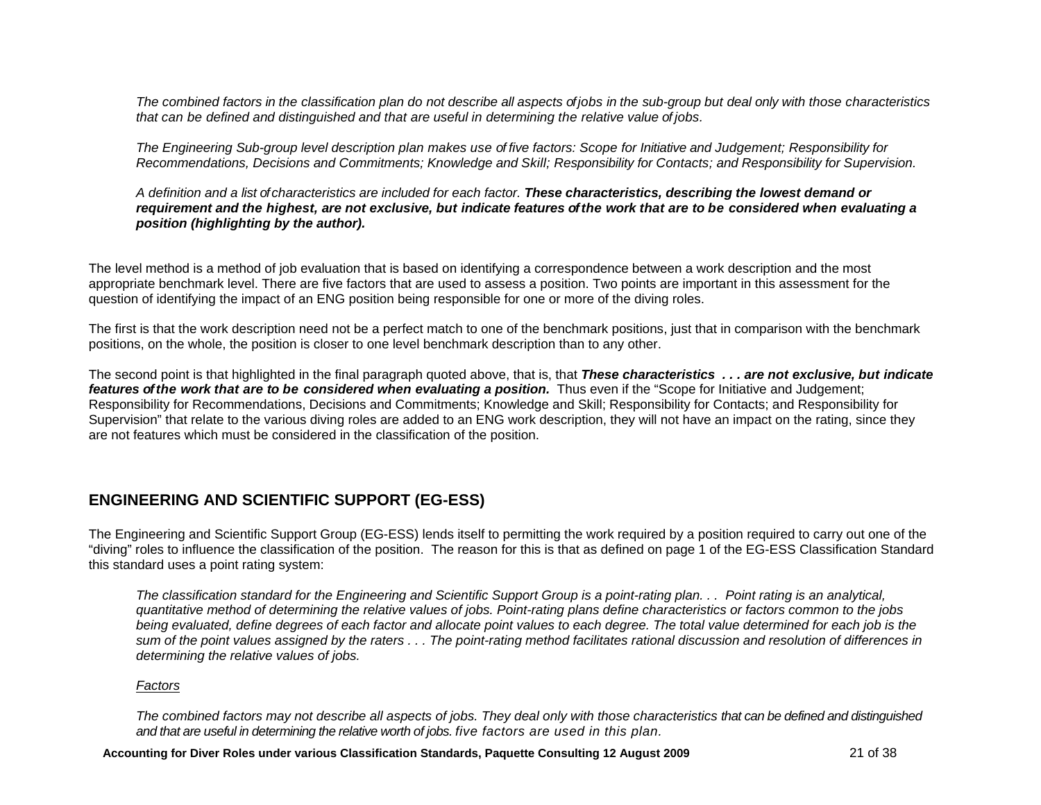*The combined factors in the classification plan do not describe all aspects of jobs in the sub-group but deal only with those characteristics that can be defined and distinguished and that are useful in determining the relative value of jobs.*

*The Engineering Sub-group level description plan makes use of five factors: Scope for Initiative and Judgement; Responsibility for Recommendations, Decisions and Commitments; Knowledge and Skill; Responsibility for Contacts; and Responsibility for Supervision.*

*A definition and a list of characteristics are included for each factor.* ***These characteristics, describing the lowest demand or requirement and the highest, are not exclusive, but indicate features of the work that are to be considered when evaluating a position (highlighting by the author).***

The level method is a method of job evaluation that is based on identifying a correspondence between a work description and the most appropriate benchmark level. There are five factors that are used to assess a position. Two points are important in this assessment for the question of identifying the impact of an ENG position being responsible for one or more of the diving roles.

The first is that the work description need not be a perfect match to one of the benchmark positions, just that in comparison with the benchmark positions, on the whole, the position is closer to one level benchmark description than to any other.

The second point is that highlighted in the final paragraph quoted above, that is, that ***These characteristics . . . are not exclusive, but indicate features of the work that are to be considered when evaluating a position.*** Thus even if the "Scope for Initiative and Judgement; Responsibility for Recommendations, Decisions and Commitments; Knowledge and Skill; Responsibility for Contacts; and Responsibility for Supervision" that relate to the various diving roles are added to an ENG work description, they will not have an impact on the rating, since they are not features which must be considered in the classification of the position.

## ENGINEERING AND SCIENTIFIC SUPPORT (EG-ESS)

The Engineering and Scientific Support Group (EG-ESS) lends itself to permitting the work required by a position required to carry out one of the "diving" roles to influence the classification of the position. The reason for this is that as defined on page 1 of the EG-ESS Classification Standard this standard uses a point rating system:

*The classification standard for the Engineering and Scientific Support Group is a point-rating plan. . . Point rating is an analytical, quantitative method of determining the relative values of jobs. Point-rating plans define characteristics or factors common to the jobs being evaluated, define degrees of each factor and allocate point values to each degree. The total value determined for each job is the sum of the point values assigned by the raters . . . The point-rating method facilitates rational discussion and resolution of differences in determining the relative values of jobs.*

*Factors*

*The combined factors may not describe all aspects of jobs. They deal only with those characteristics that can be defined and distinguished and that are useful in determining the relative worth of jobs. five factors are used in this plan.*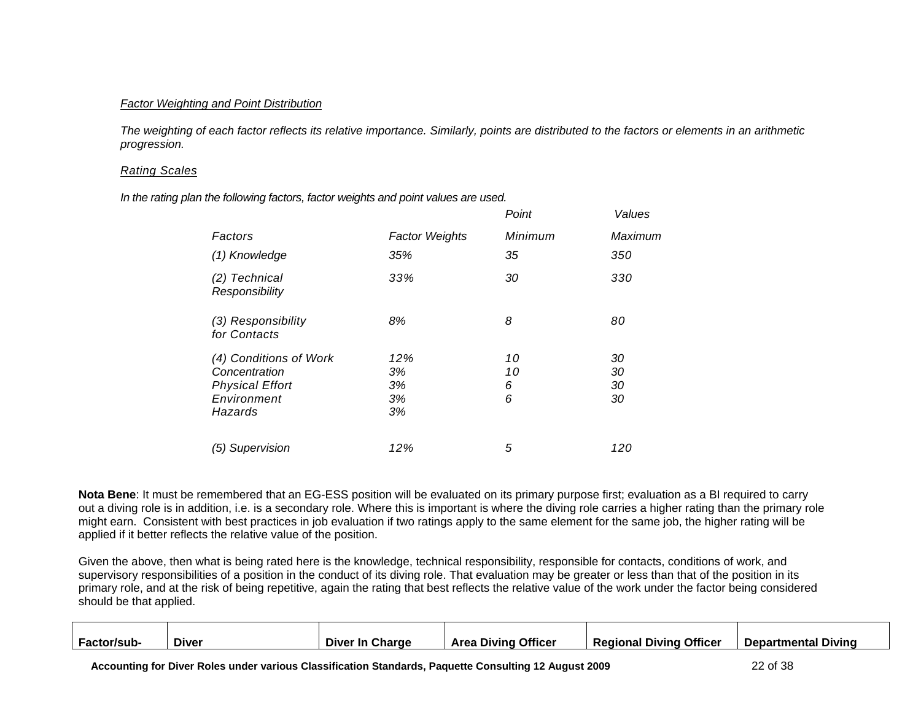*Factor Weighting and Point Distribution*

*The weighting of each factor reflects its relative importance. Similarly, points are distributed to the factors or elements in an arithmetic progression.*

*Rating Scales*

*In the rating plan the following factors, factor weights and point values are used.*

| *Factors* | *Factor Weights* | *Point Minimum* | *Values Maximum* |
|---|---|---|---|
| *(1) Knowledge* | *35%* | *35* | *350* |
| *(2) Technical Responsibility* | *33%* | *30* | *330* |
| *(3) Responsibility for Contacts* | *8%* | *8* | *80* |
| *(4) Conditions of Work* | *12%* | *10* | *30* |
| *Concentration* | *3%* | *10* | *30* |
| *Physical Effort* | *3%* | *6* | *30* |
| *Environment* | *3%* | *6* | *30* |
| *Hazards* | *3%* | | |
| *(5) Supervision* | *12%* | *5* | *120* |

**Nota Bene**: It must be remembered that an EG-ESS position will be evaluated on its primary purpose first; evaluation as a BI required to carry out a diving role is in addition, i.e. is a secondary role. Where this is important is where the diving role carries a higher rating than the primary role might earn. Consistent with best practices in job evaluation if two ratings apply to the same element for the same job, the higher rating will be applied if it better reflects the relative value of the position.

Given the above, then what is being rated here is the knowledge, technical responsibility, responsible for contacts, conditions of work, and supervisory responsibilities of a position in the conduct of its diving role. That evaluation may be greater or less than that of the position in its primary role, and at the risk of being repetitive, again the rating that best reflects the relative value of the work under the factor being considered should be that applied.

| **Factor/sub-** | **Diver** | **Diver In Charge** | **Area Diving Officer** | **Regional Diving Officer** | **Departmental Diving** |
|---|---|---|---|---|---|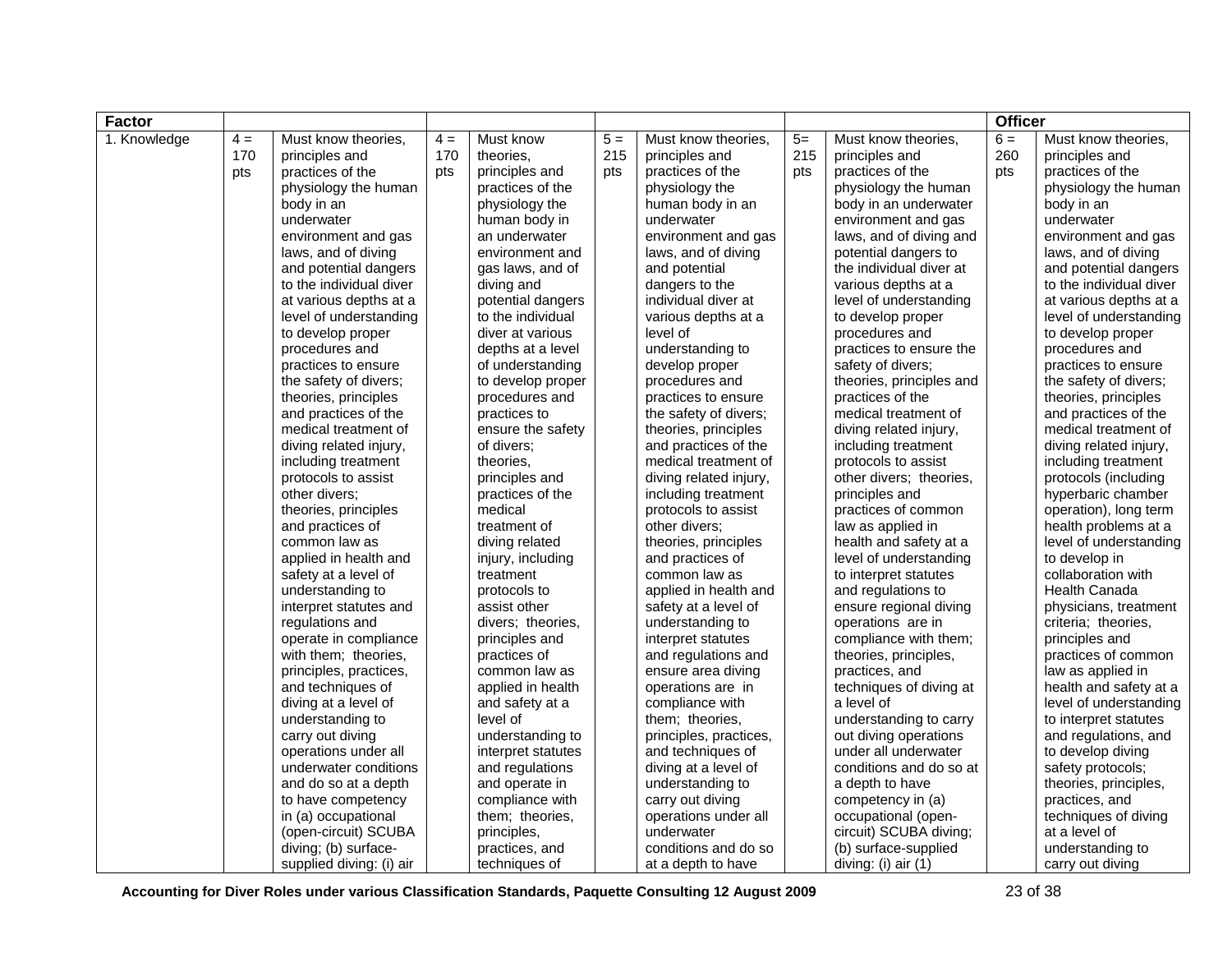| Factor | | | | | | | | | Officer | |
|---|---|---|---|---|---|---|---|---|---|---|
| 1. Knowledge | 4 = 170 pts | Must know theories, principles and practices of the physiology the human body in an underwater environment and gas laws, and of diving and potential dangers to the individual diver at various depths at a level of understanding to develop proper procedures and practices to ensure the safety of divers; theories, principles and practices of the medical treatment of diving related injury, including treatment protocols to assist other divers; theories, principles and practices of common law as applied in health and safety at a level of understanding to interpret statutes and regulations and operate in compliance with them; theories, principles, practices, and techniques of diving at a level of understanding to carry out diving operations under all underwater conditions and do so at a depth to have competency in (a) occupational (open-circuit) SCUBA diving; (b) surface-supplied diving: (i) air | 4 = 170 pts | Must know theories, principles and practices of the physiology the human body in an underwater environment and gas laws, and of diving and potential dangers to the individual diver at various depths at a level of understanding to develop proper procedures and practices to ensure the safety of divers; theories, principles and practices of the medical treatment of diving related injury, including treatment protocols to assist other divers; theories, principles and practices of common law as applied in health and safety at a level of understanding to interpret statutes and regulations and operate in compliance with them; theories, principles, practices, and techniques of | 5 = 215 pts | Must know theories, principles and practices of the physiology the human body in an underwater environment and gas laws, and of diving and potential dangers to the individual diver at various depths at a level of understanding to develop proper procedures and practices to ensure the safety of divers; theories, principles and practices of the medical treatment of diving related injury, including treatment protocols to assist other divers; theories, principles and practices of common law as applied in health and safety at a level of understanding to interpret statutes and regulations and ensure area diving operations are in compliance with them; theories, principles, practices, and techniques of diving at a level of understanding to carry out diving operations under all underwater conditions and do so at a depth to have | 5= 215 pts | Must know theories, principles and practices of the physiology the human body in an underwater environment and gas laws, and of diving and potential dangers to the individual diver at various depths at a level of understanding to develop proper procedures and practices to ensure the safety of divers; theories, principles and practices of the medical treatment of diving related injury, including treatment protocols to assist other divers; theories, principles and practices of common law as applied in health and safety at a level of understanding to interpret statutes and regulations to ensure regional diving operations are in compliance with them; theories, principles, practices, and techniques of diving at a level of understanding to carry out diving operations under all underwater conditions and do so at a depth to have competency in (a) occupational (open-circuit) SCUBA diving; (b) surface-supplied diving: (i) air (1) | 6 = 260 pts | Must know theories, principles and practices of the physiology the human body in an underwater environment and gas laws, and of diving and potential dangers to the individual diver at various depths at a level of understanding to develop proper procedures and practices to ensure the safety of divers; theories, principles and practices of the medical treatment of diving related injury, including treatment protocols (including hyperbaric chamber operation), long term health problems at a level of understanding to develop in collaboration with Health Canada physicians, treatment criteria; theories, principles and practices of common law as applied in health and safety at a level of understanding to interpret statutes and regulations, and to develop diving safety protocols; theories, principles, practices, and techniques of diving at a level of understanding to carry out diving |

**Accounting for Diver Roles under various Classification Standards, Paquette Consulting 12 August 2009**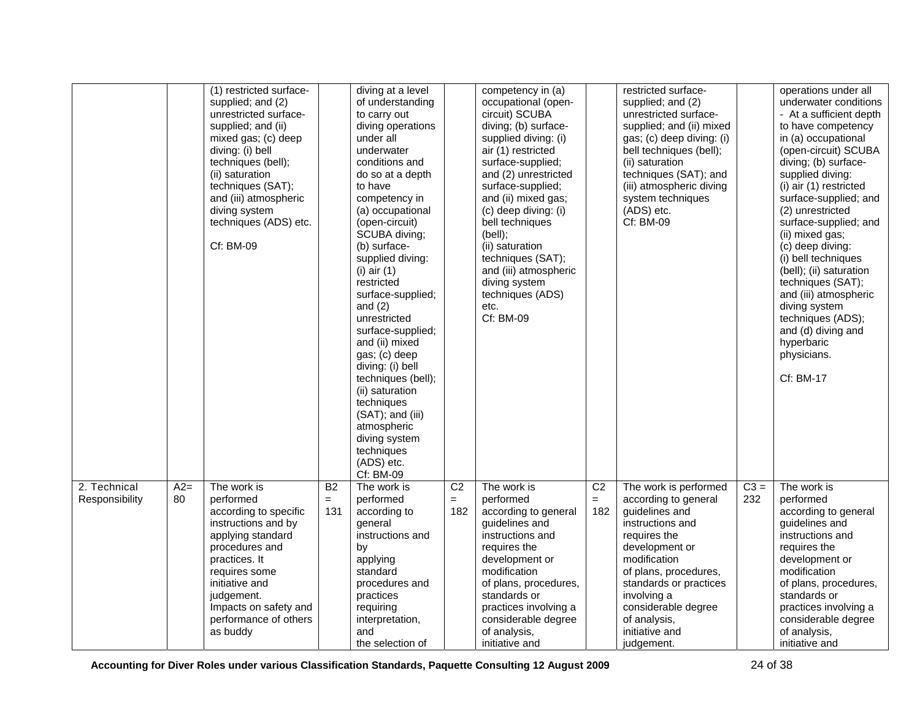|  |  |  |  |  |  |  |  |  |  |  |
|---|---|---|---|---|---|---|---|---|---|---|
|  |  | (1) restricted surface-supplied; and (2) unrestricted surface-supplied; and (ii) mixed gas; (c) deep diving: (i) bell techniques (bell); (ii) saturation techniques (SAT); and (iii) atmospheric diving system techniques (ADS) etc.<br><br>Cf: BM-09 |  | diving at a level of understanding to carry out diving operations under all underwater conditions and do so at a depth to have competency in (a) occupational (open-circuit) SCUBA diving; (b) surface-supplied diving: (i) air (1) restricted surface-supplied; and (2) unrestricted surface-supplied; and (ii) mixed gas; (c) deep diving: (i) bell techniques (bell); (ii) saturation techniques (SAT); and (iii) atmospheric diving system techniques (ADS) etc.<br>Cf: BM-09 |  | competency in (a) occupational (open-circuit) SCUBA diving; (b) surface-supplied diving: (i) air (1) restricted surface-supplied; and (2) unrestricted surface-supplied; and (ii) mixed gas; (c) deep diving: (i) bell techniques (bell); (ii) saturation techniques (SAT); and (iii) atmospheric diving system techniques (ADS) etc.<br>Cf: BM-09 |  | restricted surface-supplied; and (2) unrestricted surface-supplied; and (ii) mixed gas; (c) deep diving: (i) bell techniques (bell); (ii) saturation techniques (SAT); and (iii) atmospheric diving system techniques (ADS) etc.<br>Cf: BM-09 |  | operations under all underwater conditions - At a sufficient depth to have competency in (a) occupational (open-circuit) SCUBA diving; (b) surface-supplied diving: (i) air (1) restricted surface-supplied; and (2) unrestricted surface-supplied; and (ii) mixed gas; (c) deep diving: (i) bell techniques (bell); (ii) saturation techniques (SAT); and (iii) atmospheric diving system techniques (ADS); and (d) diving and hyperbaric physicians.<br><br>Cf: BM-17 |
| 2. Technical Responsibility | A2= 80 | The work is performed according to specific instructions and by applying standard procedures and practices. It requires some initiative and judgement.<br>Impacts on safety and performance of others as buddy | B2 = 131 | The work is performed according to general instructions and by applying standard procedures and practices requiring interpretation, and the selection of | C2 = 182 | The work is performed according to general guidelines and instructions and requires the development or modification of plans, procedures, standards or practices involving a considerable degree of analysis, initiative and | C2 = 182 | The work is performed according to general guidelines and instructions and requires the development or modification of plans, procedures, standards or practices involving a considerable degree of analysis, initiative and judgement. | C3 = 232 | The work is performed according to general guidelines and instructions and requires the development or modification of plans, procedures, standards or practices involving a considerable degree of analysis, initiative and |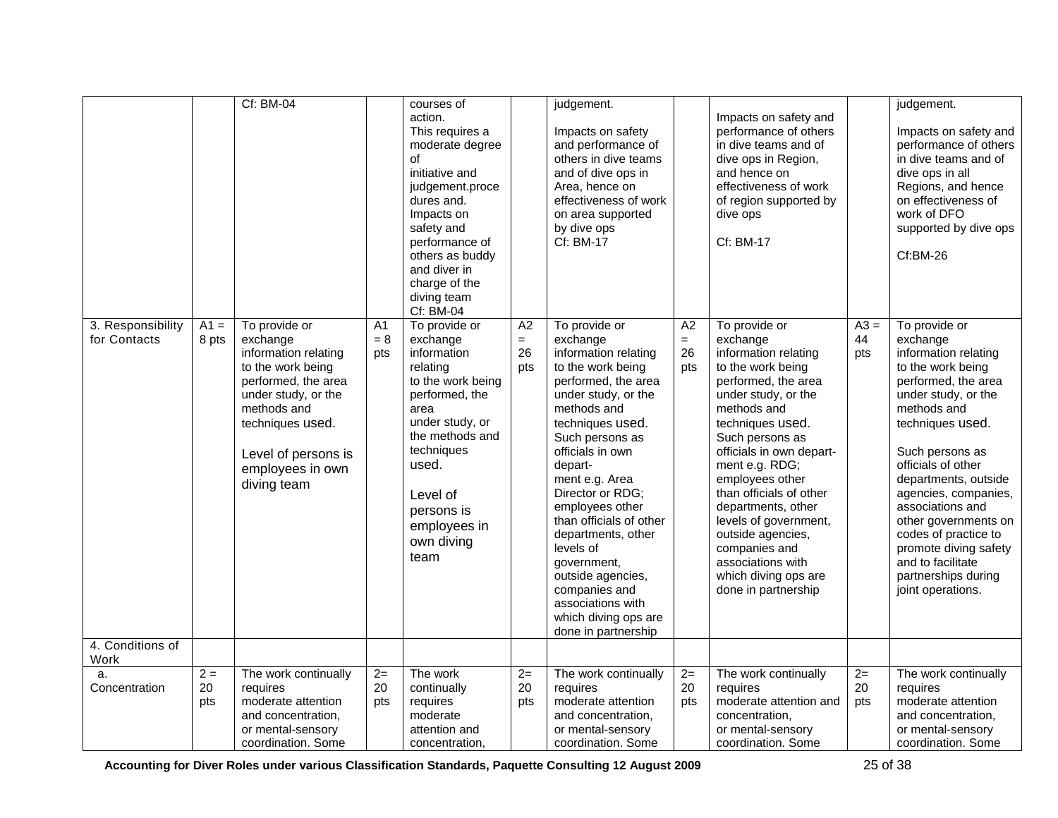| | | | | | | | | | | |
|---|---|---|---|---|---|---|---|---|---|---|
| | | Cf: BM-04 | | courses of action. This requires a moderate degree of initiative and judgement.procedures and. Impacts on safety and performance of others as buddy and diver in charge of the diving team Cf: BM-04 | | judgement. Impacts on safety and performance of others in dive teams and of dive ops in Area, hence on effectiveness of work on area supported by dive ops Cf: BM-17 | | Impacts on safety and performance of others in dive teams and of dive ops in Region, and hence on effectiveness of work of region supported by dive ops Cf: BM-17 | | judgement. Impacts on safety and performance of others in dive teams and of dive ops in all Regions, and hence on effectiveness of work of DFO supported by dive ops Cf:BM-26 |
| 3. Responsibility for Contacts | A1 = 8 pts | To provide or exchange information relating to the work being performed, the area under study, or the methods and techniques used. Level of persons is employees in own diving team | A1 = 8 pts | To provide or exchange information relating to the work being performed, the area under study, or the methods and techniques used. Level of persons is employees in own diving team | A2 = 26 pts | To provide or exchange information relating to the work being performed, the area under study, or the methods and techniques used. Such persons as officials in own department e.g. Area Director or RDG; employees other than officials of other departments, other levels of government, outside agencies, companies and associations with which diving ops are done in partnership | A2 = 26 pts | To provide or exchange information relating to the work being performed, the area under study, or the methods and techniques used. Such persons as officials in own department e.g. RDG; employees other than officials of other departments, other levels of government, outside agencies, companies and associations with which diving ops are done in partnership | A3 = 44 pts | To provide or exchange information relating to the work being performed, the area under study, or the methods and techniques used. Such persons as officials of other departments, outside agencies, companies, associations and other governments on codes of practice to promote diving safety and to facilitate partnerships during joint operations. |
| 4. Conditions of Work | | | | | | | | | | |
| a. Concentration | 2 = 20 pts | The work continually requires moderate attention and concentration, or mental-sensory coordination. Some | 2= 20 pts | The work continually requires moderate attention and concentration, | 2= 20 pts | The work continually requires moderate attention and concentration, or mental-sensory coordination. Some | 2= 20 pts | The work continually requires moderate attention and concentration, or mental-sensory coordination. Some | 2= 20 pts | The work continually requires moderate attention and concentration, or mental-sensory coordination. Some |

**Accounting for Diver Roles under various Classification Standards, Paquette Consulting 12 August 2009**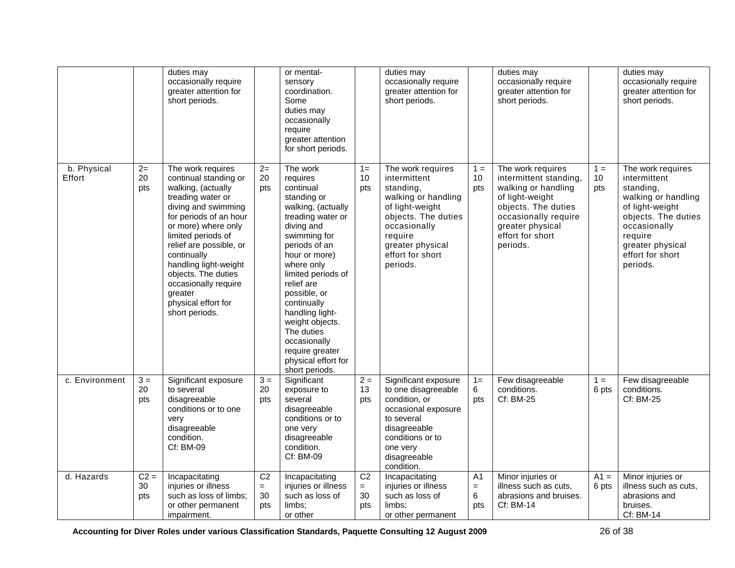| | | | | | | | | | | |
|---|---|---|---|---|---|---|---|---|---|---|
| | | duties may occasionally require greater attention for short periods. | | or mental-sensory coordination. Some duties may occasionally require greater attention for short periods. | | duties may occasionally require greater attention for short periods. | | duties may occasionally require greater attention for short periods. | | duties may occasionally require greater attention for short periods. |
| b. Physical Effort | 2= 20 pts | The work requires continual standing or walking, (actually treading water or diving and swimming for periods of an hour or more) where only limited periods of relief are possible, or continually handling light-weight objects. The duties occasionally require greater physical effort for short periods. | 2= 20 pts | The work requires continual standing or walking, (actually treading water or diving and swimming for periods of an hour or more) where only limited periods of relief are possible, or continually handling light-weight objects. The duties occasionally require greater physical effort for short periods. | 1= 10 pts | The work requires intermittent standing, walking or handling of light-weight objects. The duties occasionally require greater physical effort for short periods. | 1 = 10 pts | The work requires intermittent standing, walking or handling of light-weight objects. The duties occasionally require greater physical effort for short periods. | 1 = 10 pts | The work requires intermittent standing, walking or handling of light-weight objects. The duties occasionally require greater physical effort for short periods. |
| c. Environment | 3 = 20 pts | Significant exposure to several disagreeable conditions or to one very disagreeable condition. Cf: BM-09 | 3 = 20 pts | Significant exposure to several disagreeable conditions or to one very disagreeable condition. Cf: BM-09 | 2 = 13 pts | Significant exposure to one disagreeable condition, or occasional exposure to several disagreeable conditions or to one very disagreeable condition. | 1= 6 pts | Few disagreeable conditions. Cf: BM-25 | 1 = 6 pts | Few disagreeable conditions. Cf: BM-25 |
| d. Hazards | C2 = 30 pts | Incapacitating injuries or illness such as loss of limbs; or other permanent impairment. | C2 = 30 pts | Incapacitating injuries or illness such as loss of limbs; or other | C2 = 30 pts | Incapacitating injuries or illness such as loss of limbs; or other permanent | A1 = 6 pts | Minor injuries or illness such as cuts, abrasions and bruises. Cf: BM-14 | A1 = 6 pts | Minor injuries or illness such as cuts, abrasions and bruises. Cf: BM-14 |

**Accounting for Diver Roles under various Classification Standards, Paquette Consulting 12 August 2009**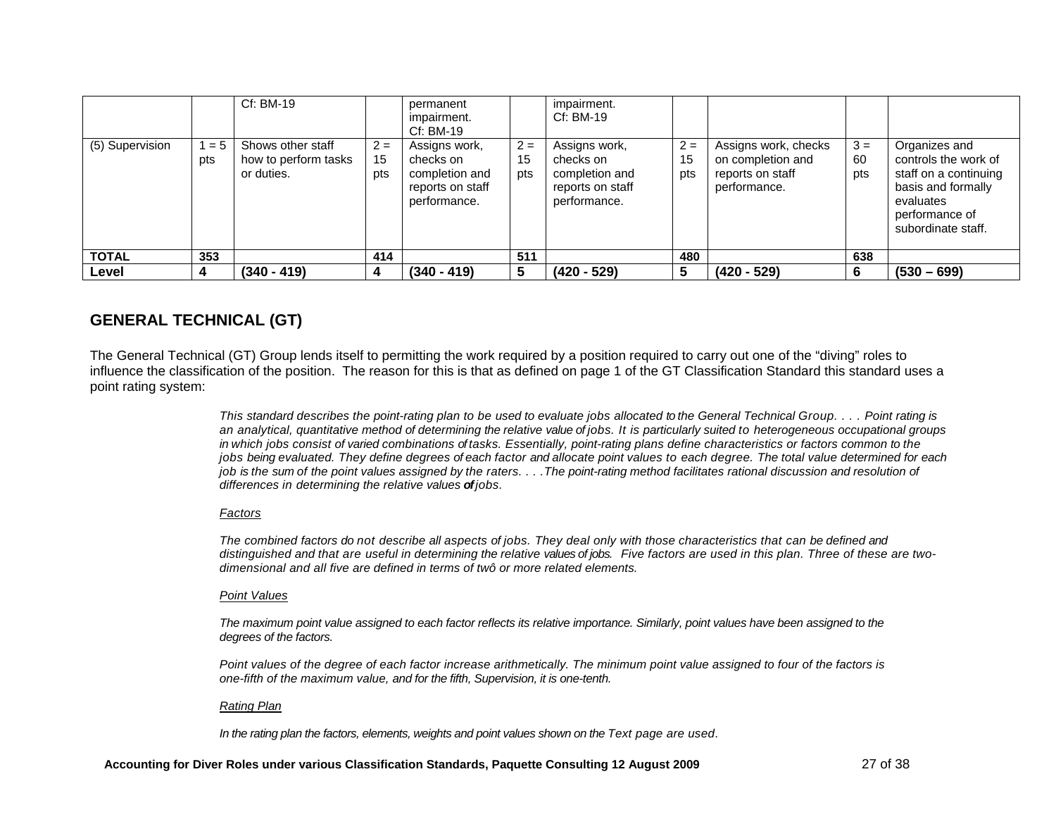|  |  | Cf: BM-19 |  | permanent impairment. Cf: BM-19 |  | impairment. Cf: BM-19 |  |  |  |  |
|---|---|---|---|---|---|---|---|---|---|---|
| (5) Supervision | 1 = 5 pts | Shows other staff how to perform tasks or duties. | 2 = 15 pts | Assigns work, checks on completion and reports on staff performance. | 2 = 15 pts | Assigns work, checks on completion and reports on staff performance. | 2 = 15 pts | Assigns work, checks on completion and reports on staff performance. | 3 = 60 pts | Organizes and controls the work of staff on a continuing basis and formally evaluates performance of subordinate staff. |
| **TOTAL** | **353** |  | **414** |  | **511** |  | **480** |  | **638** |  |
| **Level** | **4** | **(340 - 419)** | **4** | **(340 - 419)** | **5** | **(420 - 529)** | **5** | **(420 - 529)** | **6** | **(530 – 699)** |

## GENERAL TECHNICAL (GT)

The General Technical (GT) Group lends itself to permitting the work required by a position required to carry out one of the "diving" roles to influence the classification of the position. The reason for this is that as defined on page 1 of the GT Classification Standard this standard uses a point rating system:

> *This standard describes the point-rating plan to be used to evaluate jobs allocated to the General Technical Group. . . . Point rating is an analytical, quantitative method of determining the relative value of jobs. It is particularly suited to heterogeneous occupational groups in which jobs consist of varied combinations of tasks. Essentially, point-rating plans define characteristics or factors common to the jobs being evaluated. They define degrees of each factor and allocate point values to each degree. The total value determined for each job is the sum of the point values assigned by the raters. . . .The point-rating method facilitates rational discussion and resolution of differences in determining the relative values **of** jobs.*
>
> *Factors*
>
> *The combined factors do not describe all aspects of jobs. They deal only with those characteristics that can be defined and distinguished and that are useful in determining the relative values of jobs. Five factors are used in this plan. Three of these are two-dimensional and all five are defined in terms of twô or more related elements.*
>
> *Point Values*
>
> *The maximum point value assigned to each factor reflects its relative importance. Similarly, point values have been assigned to the degrees of the factors.*
>
> *Point values of the degree of each factor increase arithmetically. The minimum point value assigned to four of the factors is one-fifth of the maximum value, and for the fifth, Supervision, it is one-tenth.*
>
> *Rating Plan*
>
> *In the rating plan the factors, elements, weights and point values shown on the Text page are used.*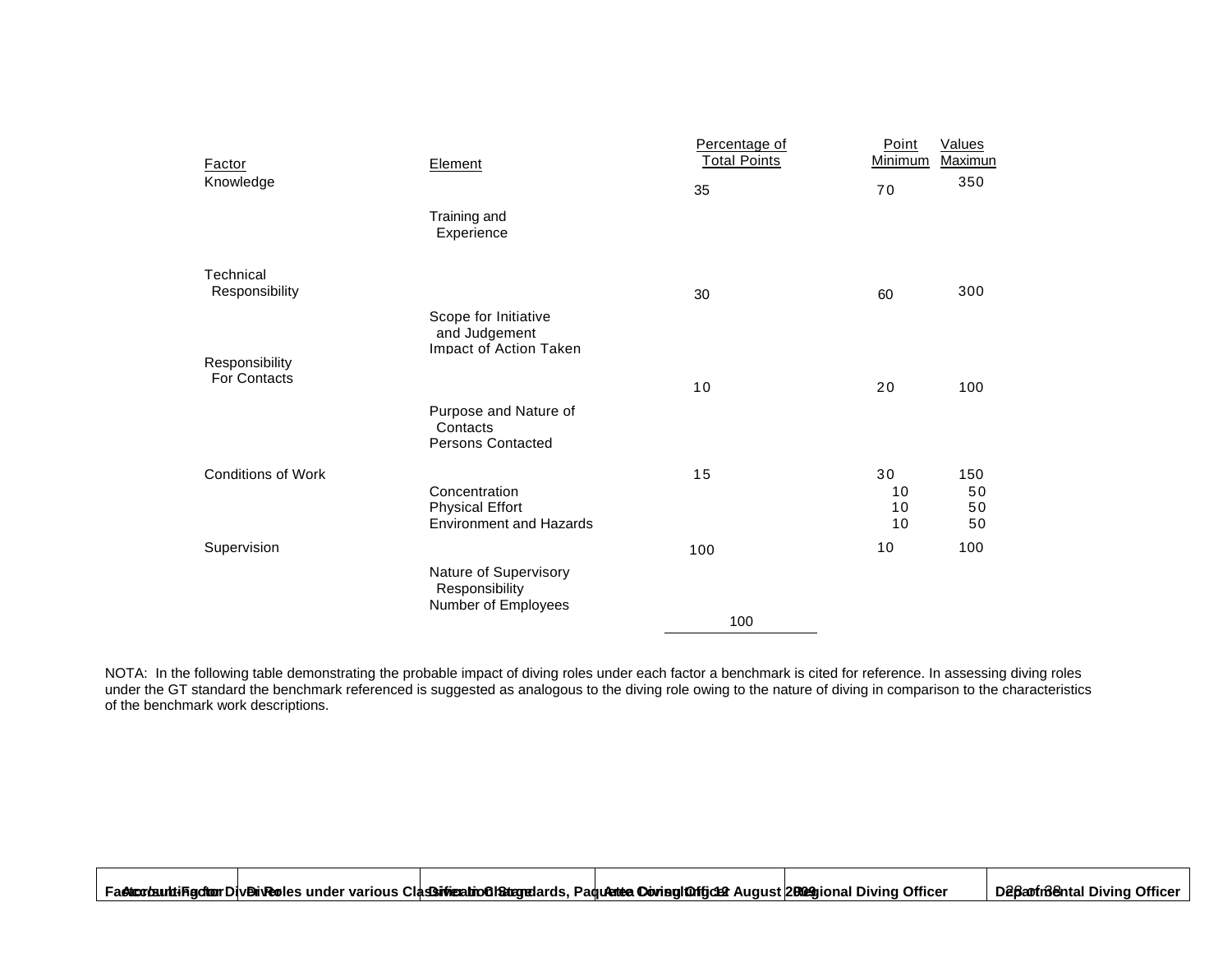| Factor | Element | Percentage of Total Points | Point Values Minimum | Maximun |
|---|---|---|---|---|
| Knowledge | | 35 | 70 | 350 |
| | Training and Experience | | | |
| Technical Responsibility | | 30 | 60 | 300 |
| | Scope for Initiative and Judgement | | | |
| | Impact of Action Taken | | | |
| Responsibility For Contacts | | 10 | 20 | 100 |
| | Purpose and Nature of Contacts | | | |
| | Persons Contacted | | | |
| Conditions of Work | | 15 | 30 | 150 |
| | Concentration | | 10 | 50 |
| | Physical Effort | | 10 | 50 |
| | Environment and Hazards | | 10 | 50 |
| Supervision | | 100 | 10 | 100 |
| | Nature of Supervisory Responsibility | | | |
| | Number of Employees | | | |
| | | 100 | | |

NOTA: In the following table demonstrating the probable impact of diving roles under each factor a benchmark is cited for reference. In assessing diving roles under the GT standard the benchmark referenced is suggested as analogous to the diving role owing to the nature of diving in comparison to the characteristics of the benchmark work descriptions.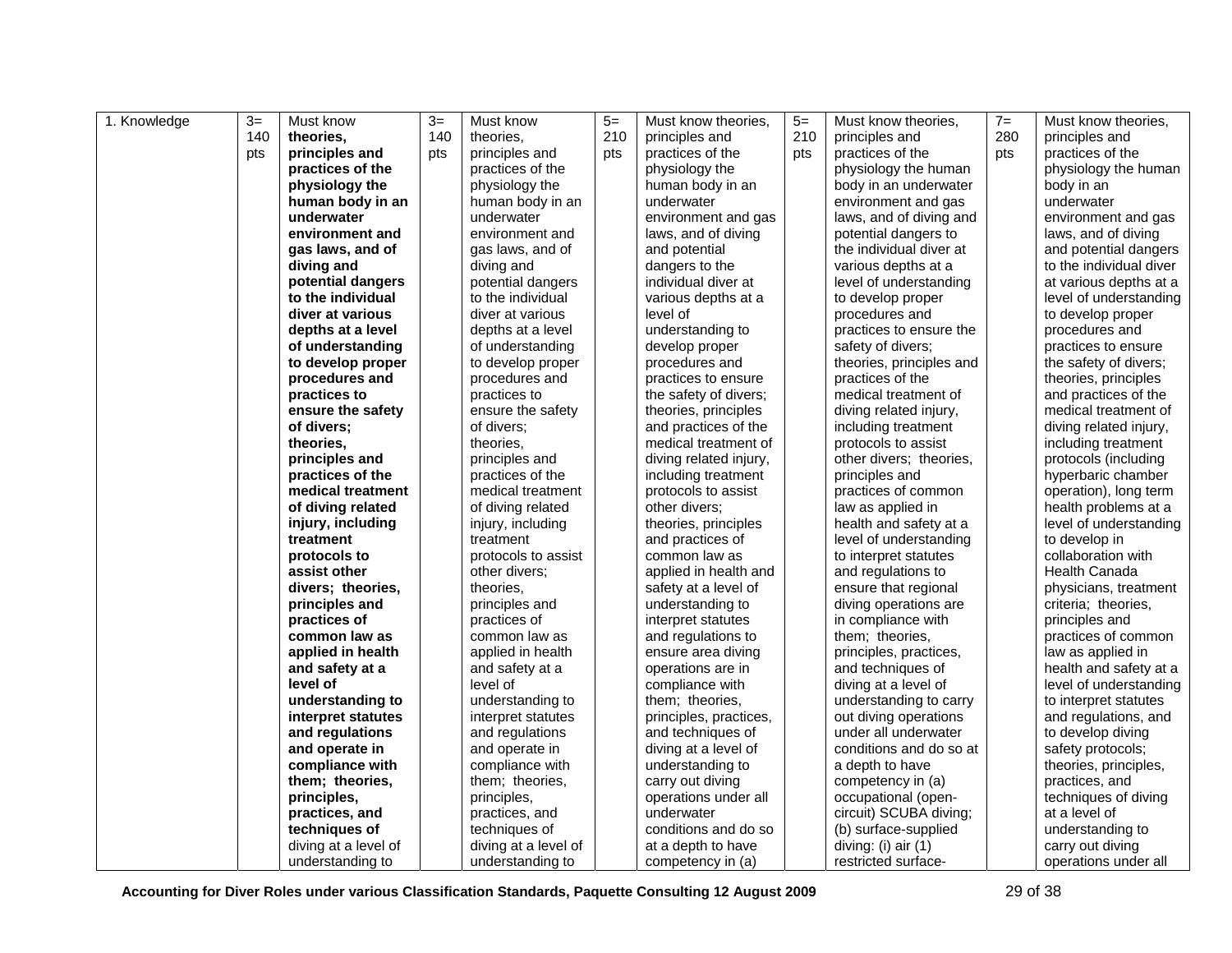| 1. Knowledge | 3= 140 pts | **Must know theories, principles and practices of the physiology the human body in an underwater environment and gas laws, and of diving and potential dangers to the individual diver at various depths at a level of understanding to develop proper procedures and practices to ensure the safety of divers; theories, principles and practices of the medical treatment of diving related injury, including treatment protocols to assist other divers; theories, principles and practices of common law as applied in health and safety at a level of understanding to interpret statutes and regulations and operate in compliance with them; theories, principles, practices, and techniques of** diving at a level of understanding to | 3= 140 pts | Must know theories, principles and practices of the physiology the human body in an underwater environment and gas laws, and of diving and potential dangers to the individual diver at various depths at a level of understanding to develop proper procedures and practices to ensure the safety of divers; theories, principles and practices of the medical treatment of diving related injury, including treatment protocols to assist other divers; theories, principles and practices of common law as applied in health and safety at a level of understanding to interpret statutes and regulations and operate in compliance with them; theories, principles, practices, and techniques of diving at a level of understanding to | 5= 210 pts | Must know theories, principles and practices of the physiology the human body in an underwater environment and gas laws, and of diving and potential dangers to the individual diver at various depths at a level of understanding to develop proper procedures and practices to ensure the safety of divers; theories, principles and practices of the medical treatment of diving related injury, including treatment protocols to assist other divers; theories, principles and practices of common law as applied in health and safety at a level of understanding to interpret statutes and regulations to ensure area diving operations are in compliance with them; theories, principles, practices, and techniques of diving at a level of understanding to carry out diving operations under all underwater conditions and do so at a depth to have competency in (a) | 5= 210 pts | Must know theories, principles and practices of the physiology the human body in an underwater environment and gas laws, and of diving and potential dangers to the individual diver at various depths at a level of understanding to develop proper procedures and practices to ensure the safety of divers; theories, principles and practices of the medical treatment of diving related injury, including treatment protocols to assist other divers; theories, principles and practices of common law as applied in health and safety at a level of understanding to interpret statutes and regulations to ensure that regional diving operations are in compliance with them; theories, principles, practices, and techniques of diving at a level of understanding to carry out diving operations under all underwater conditions and do so at a depth to have competency in (a) occupational (open-circuit) SCUBA diving; (b) surface-supplied diving: (i) air (1) restricted surface- | 7= 280 pts | Must know theories, principles and practices of the physiology the human body in an underwater environment and gas laws, and of diving and potential dangers to the individual diver at various depths at a level of understanding to develop proper procedures and practices to ensure the safety of divers; theories, principles and practices of the medical treatment of diving related injury, including treatment protocols (including hyperbaric chamber operation), long term health problems at a level of understanding to develop in collaboration with Health Canada physicians, treatment criteria; theories, principles and practices of common law as applied in health and safety at a level of understanding to interpret statutes and regulations, and to develop diving safety protocols; theories, principles, practices, and techniques of diving at a level of understanding to carry out diving operations under all |
|---|---|---|---|---|---|---|---|---|---|---|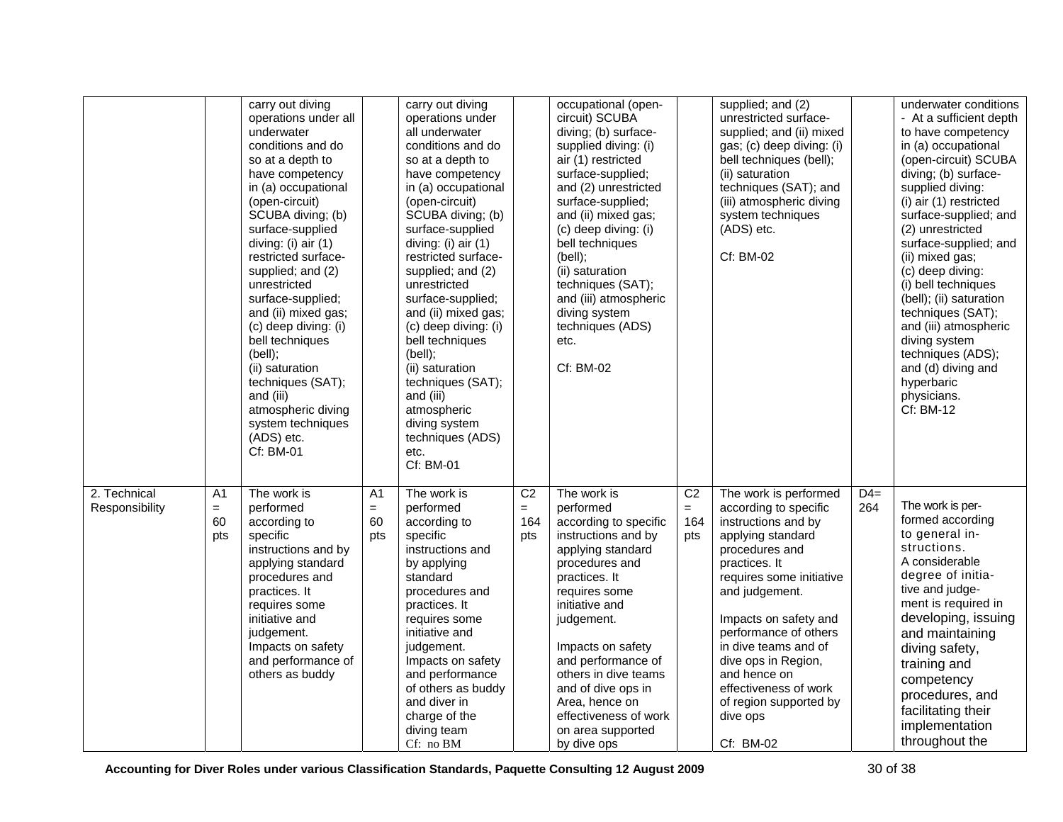| | | | | | | | | | | |
|---|---|---|---|---|---|---|---|---|---|---|
| | | carry out diving operations under all underwater conditions and do so at a depth to have competency in (a) occupational (open-circuit) SCUBA diving; (b) surface-supplied diving: (i) air (1) restricted surface-supplied; and (2) unrestricted surface-supplied; and (ii) mixed gas; (c) deep diving: (i) bell techniques (bell); (ii) saturation techniques (SAT); and (iii) atmospheric diving system techniques (ADS) etc. Cf: BM-01 | | carry out diving operations under all underwater conditions and do so at a depth to have competency in (a) occupational (open-circuit) SCUBA diving; (b) surface-supplied diving: (i) air (1) restricted surface-supplied; and (2) unrestricted surface-supplied; and (ii) mixed gas; (c) deep diving: (i) bell techniques (bell); (ii) saturation techniques (SAT); and (iii) atmospheric diving system techniques (ADS) etc. Cf: BM-01 | | occupational (open-circuit) SCUBA diving; (b) surface-supplied diving: (i) air (1) restricted surface-supplied; and (2) unrestricted surface-supplied; and (ii) mixed gas; (c) deep diving: (i) bell techniques (bell); (ii) saturation techniques (SAT); and (iii) atmospheric diving system techniques (ADS) etc. Cf: BM-02 | | supplied; and (2) unrestricted surface-supplied; and (ii) mixed gas; (c) deep diving: (i) bell techniques (bell); (ii) saturation techniques (SAT); and (iii) atmospheric diving system techniques (ADS) etc. Cf: BM-02 | | underwater conditions - At a sufficient depth to have competency in (a) occupational (open-circuit) SCUBA diving; (b) surface-supplied diving: (i) air (1) restricted surface-supplied; and (2) unrestricted surface-supplied; and (ii) mixed gas; (c) deep diving: (i) bell techniques (bell); (ii) saturation techniques (SAT); and (iii) atmospheric diving system techniques (ADS); and (d) diving and hyperbaric physicians. Cf: BM-12 |
| 2. Technical Responsibility | A1 = 60 pts | The work is performed according to specific instructions and by applying standard procedures and practices. It requires some initiative and judgement. Impacts on safety and performance of others as buddy | A1 = 60 pts | The work is performed according to specific instructions and by applying standard procedures and practices. It requires some initiative and judgement. Impacts on safety and performance of others as buddy and diver in charge of the diving team Cf: no BM | C2 = 164 pts | The work is performed according to specific instructions and by applying standard procedures and practices. It requires some initiative and judgement. Impacts on safety and performance of others in dive teams and of dive ops in Area, hence on effectiveness of work on area supported by dive ops | C2 = 164 pts | The work is performed according to specific instructions and by applying standard procedures and practices. It requires some initiative and judgement. Impacts on safety and performance of others in dive teams and of dive ops in Region, and hence on effectiveness of work of region supported by dive ops Cf: BM-02 | D4= 264 | The work is performed according to general instructions. A considerable degree of initiative and judgement is required in developing, issuing and maintaining diving safety, training and competency procedures, and facilitating their implementation throughout the |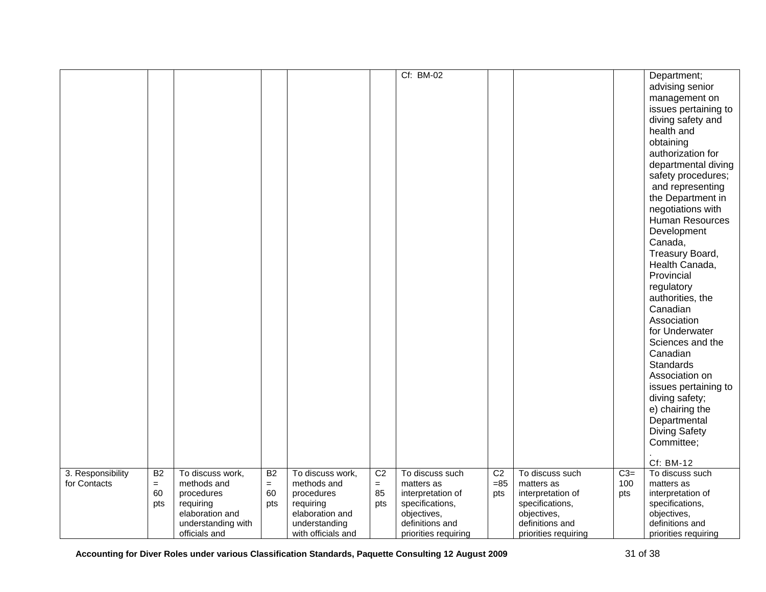| | | | | | | | | | | |
|---|---|---|---|---|---|---|---|---|---|---|
| | | | | | | Cf: BM-02 | | | | Department; advising senior management on issues pertaining to diving safety and health and obtaining authorization for departmental diving safety procedures; and representing the Department in negotiations with Human Resources Development Canada, Treasury Board, Health Canada, Provincial regulatory authorities, the Canadian Association for Underwater Sciences and the Canadian Standards Association on issues pertaining to diving safety; e) chairing the Departmental Diving Safety Committee; . Cf: BM-12 |
| 3. Responsibility for Contacts | B2 = 60 pts | To discuss work, methods and procedures requiring elaboration and understanding with officials and | B2 = 60 pts | To discuss work, methods and procedures requiring elaboration and understanding with officials and | C2 = 85 pts | To discuss such matters as interpretation of specifications, objectives, definitions and priorities requiring | C2 =85 pts | To discuss such matters as interpretation of specifications, objectives, definitions and priorities requiring | C3= 100 pts | To discuss such matters as interpretation of specifications, objectives, definitions and priorities requiring |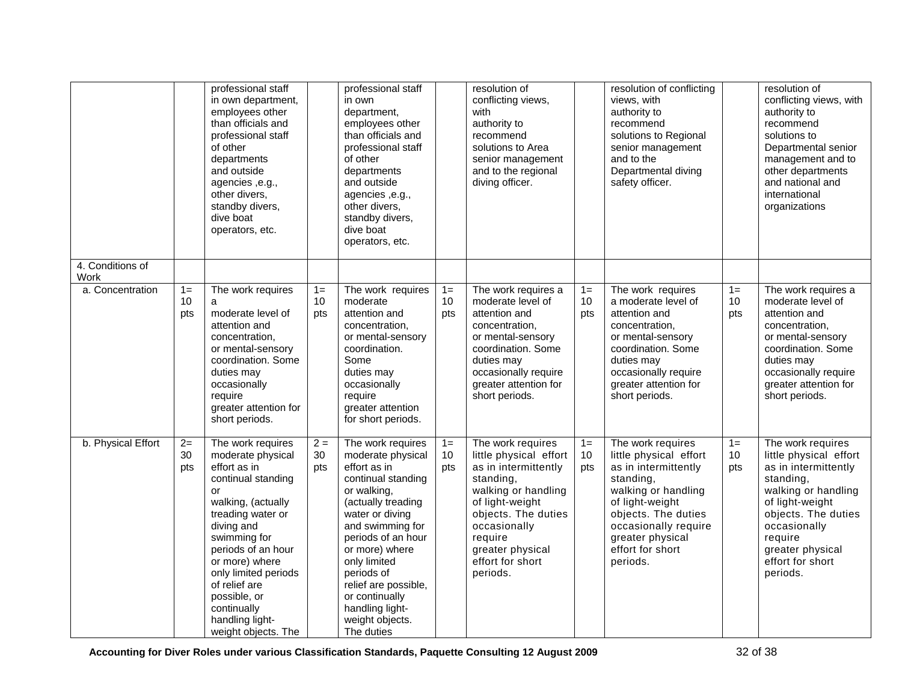| | | | | | | | | | | |
|---|---|---|---|---|---|---|---|---|---|---|
| | | professional staff in own department, employees other than officials and professional staff of other departments and outside agencies ,e.g., other divers, standby divers, dive boat operators, etc. | | professional staff in own department, employees other than officials and professional staff of other departments and outside agencies ,e.g., other divers, standby divers, dive boat operators, etc. | | resolution of conflicting views, with authority to recommend solutions to Area senior management and to the regional diving officer. | | resolution of conflicting views, with authority to recommend solutions to Regional senior management and to the Departmental diving safety officer. | | resolution of conflicting views, with authority to recommend solutions to Departmental senior management and to other departments and national and international organizations |
| 4. Conditions of Work | | | | | | | | | | |
| a. Concentration | 1= 10 pts | The work requires a moderate level of attention and concentration, or mental-sensory coordination. Some duties may occasionally require greater attention for short periods. | 1= 10 pts | The work requires moderate attention and concentration, or mental-sensory coordination. Some duties may occasionally require greater attention for short periods. | 1= 10 pts | The work requires a moderate level of attention and concentration, or mental-sensory coordination. Some duties may occasionally require greater attention for short periods. | 1= 10 pts | The work requires a moderate level of attention and concentration, or mental-sensory coordination. Some duties may occasionally require greater attention for short periods. | 1= 10 pts | The work requires a moderate level of attention and concentration, or mental-sensory coordination. Some duties may occasionally require greater attention for short periods. |
| b. Physical Effort | 2= 30 pts | The work requires moderate physical effort as in continual standing or walking, (actually treading water or diving and swimming for periods of an hour or more) where only limited periods of relief are possible, or continually handling light-weight objects. The | 2 = 30 pts | The work requires moderate physical effort as in continual standing or walking, (actually treading water or diving and swimming for periods of an hour or more) where only limited periods of relief are possible, or continually handling light-weight objects. The duties | 1= 10 pts | The work requires little physical effort as in intermittently standing, walking or handling of light-weight objects. The duties occasionally require greater physical effort for short periods. | 1= 10 pts | The work requires little physical effort as in intermittently standing, walking or handling of light-weight objects. The duties occasionally require greater physical effort for short periods. | 1= 10 pts | The work requires little physical effort as in intermittently standing, walking or handling of light-weight objects. The duties occasionally require greater physical effort for short periods. |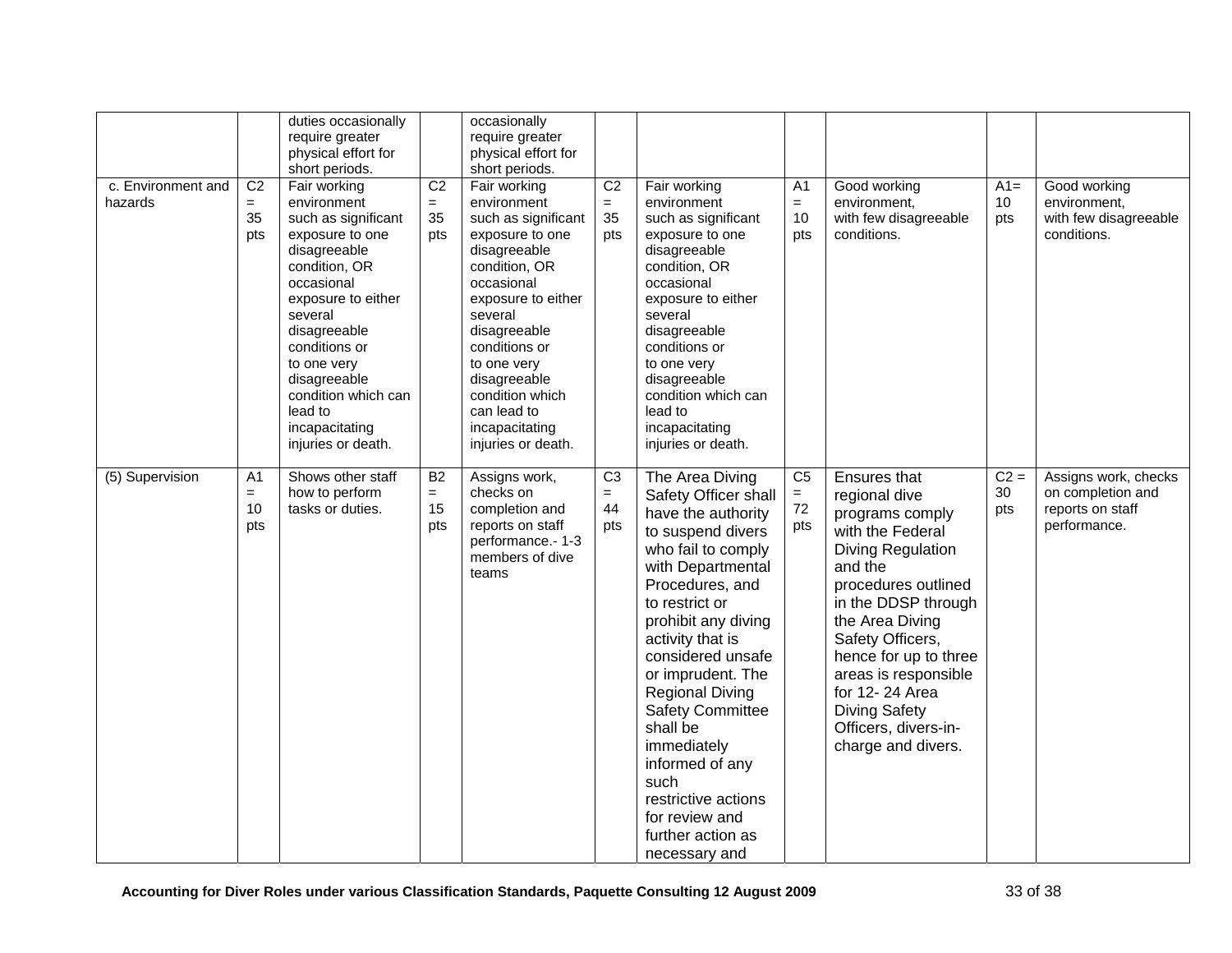| | | duties occasionally require greater physical effort for short periods. | | occasionally require greater physical effort for short periods. | | | | | | |
|---|---|---|---|---|---|---|---|---|---|---|
| c. Environment and hazards | C2 = 35 pts | Fair working environment such as significant exposure to one disagreeable condition, OR occasional exposure to either several disagreeable conditions or to one very disagreeable condition which can lead to incapacitating injuries or death. | C2 = 35 pts | Fair working environment such as significant exposure to one disagreeable condition, OR occasional exposure to either several disagreeable conditions or to one very disagreeable condition which can lead to incapacitating injuries or death. | C2 = 35 pts | Fair working environment such as significant exposure to one disagreeable condition, OR occasional exposure to either several disagreeable conditions or to one very disagreeable condition which can lead to incapacitating injuries or death. | A1 = 10 pts | Good working environment, with few disagreeable conditions. | A1= 10 pts | Good working environment, with few disagreeable conditions. |
| (5) Supervision | A1 = 10 pts | Shows other staff how to perform tasks or duties. | B2 = 15 pts | Assigns work, checks on completion and reports on staff performance.- 1-3 members of dive teams | C3 = 44 pts | The Area Diving Safety Officer shall have the authority to suspend divers who fail to comply with Departmental Procedures, and to restrict or prohibit any diving activity that is considered unsafe or imprudent. The Regional Diving Safety Committee shall be immediately informed of any such restrictive actions for review and further action as necessary and | C5 = 72 pts | Ensures that regional dive programs comply with the Federal Diving Regulation and the procedures outlined in the DDSP through the Area Diving Safety Officers, hence for up to three areas is responsible for 12- 24 Area Diving Safety Officers, divers-in-charge and divers. | C2 = 30 pts | Assigns work, checks on completion and reports on staff performance. |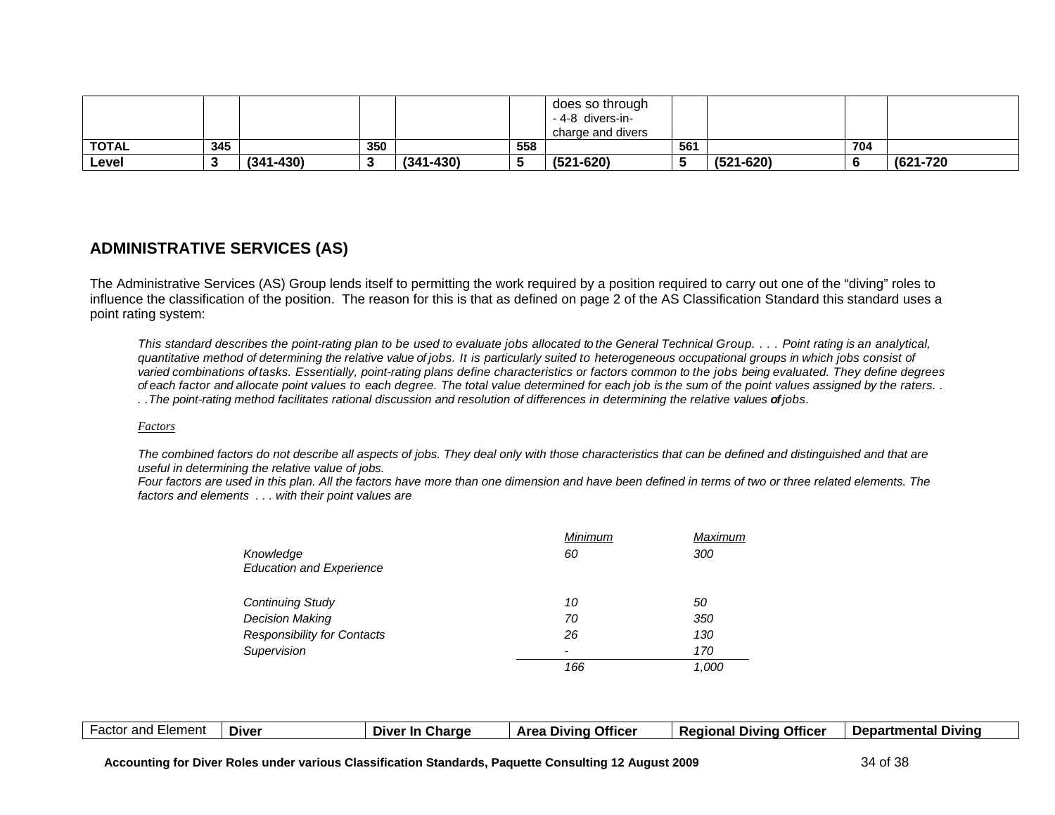| | | | | | | | | | | |
|---|---|---|---|---|---|---|---|---|---|---|
| | | | | | | does so through - 4-8 divers-in-charge and divers | | | | |
| **TOTAL** | **345** | | **350** | | **558** | | **561** | | **704** | |
| **Level** | **3** | **(341-430)** | **3** | **(341-430)** | **5** | **(521-620)** | **5** | **(521-620)** | **6** | **(621-720** |

## ADMINISTRATIVE SERVICES (AS)

The Administrative Services (AS) Group lends itself to permitting the work required by a position required to carry out one of the "diving" roles to influence the classification of the position. The reason for this is that as defined on page 2 of the AS Classification Standard this standard uses a point rating system:

> *This standard describes the point-rating plan to be used to evaluate jobs allocated to the General Technical Group. . . . Point rating is an analytical, quantitative method of determining the relative value of jobs. It is particularly suited to heterogeneous occupational groups in which jobs consist of varied combinations of tasks. Essentially, point-rating plans define characteristics or factors common to the jobs being evaluated. They define degrees of each factor and allocate point values to each degree. The total value determined for each job is the sum of the point values assigned by the raters. . . .The point-rating method facilitates rational discussion and resolution of differences in determining the relative values **of** jobs.*
>
> *Factors*
>
> *The combined factors do not describe all aspects of jobs. They deal only with those characteristics that can be defined and distinguished and that are useful in determining the relative value of jobs.*
> *Four factors are used in this plan. All the factors have more than one dimension and have been defined in terms of two or three related elements. The factors and elements . . . with their point values are*

| | *Minimum* | *Maximum* |
|---|---|---|
| *Knowledge* | *60* | *300* |
| *Education and Experience* | | |
| *Continuing Study* | *10* | *50* |
| *Decision Making* | *70* | *350* |
| *Responsibility for Contacts* | *26* | *130* |
| *Supervision* | *-* | *170* |
| | *166* | *1,000* |

| Factor and Element | **Diver** | **Diver In Charge** | **Area Diving Officer** | **Regional Diving Officer** | **Departmental Diving** |
|---|---|---|---|---|---|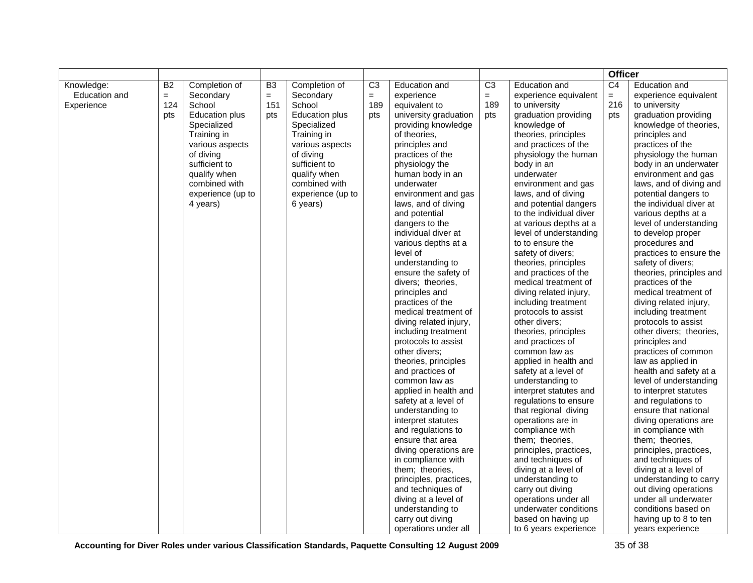| | | | | | | | | | | |
|---|---|---|---|---|---|---|---|---|---|---|
| | | | | | | | | | **Officer** | |
| Knowledge: Education and Experience | B2 = 124 pts | Completion of Secondary School Education plus Specialized Training in various aspects of diving sufficient to qualify when combined with experience (up to 4 years) | B3 = 151 pts | Completion of Secondary School Education plus Specialized Training in various aspects of diving sufficient to qualify when combined with experience (up to 6 years) | C3 = 189 pts | Education and experience equivalent to university graduation providing knowledge of theories, principles and practices of the physiology the human body in an underwater environment and gas laws, and of diving and potential dangers to the individual diver at various depths at a level of understanding to ensure the safety of divers; theories, principles and practices of the medical treatment of diving related injury, including treatment protocols to assist other divers; theories, principles and practices of common law as applied in health and safety at a level of understanding to interpret statutes and regulations to ensure that area diving operations are in compliance with them; theories, principles, practices, and techniques of diving at a level of understanding to carry out diving operations under all | C3 = 189 pts | Education and experience equivalent to university graduation providing knowledge of theories, principles and practices of the physiology the human body in an underwater environment and gas laws, and of diving and potential dangers to the individual diver at various depths at a level of understanding to to ensure the safety of divers; theories, principles and practices of the medical treatment of diving related injury, including treatment protocols to assist other divers; theories, principles and practices of common law as applied in health and safety at a level of understanding to interpret statutes and regulations to ensure that regional diving operations are in compliance with them; theories, principles, practices, and techniques of diving at a level of understanding to carry out diving operations under all underwater conditions based on having up to 6 years experience | C4 = 216 pts | Education and experience equivalent to university graduation providing knowledge of theories, principles and practices of the physiology the human body in an underwater environment and gas laws, and of diving and potential dangers to the individual diver at various depths at a level of understanding to develop proper procedures and practices to ensure the safety of divers; theories, principles and practices of the medical treatment of diving related injury, including treatment protocols to assist other divers; theories, principles and practices of common law as applied in health and safety at a level of understanding to interpret statutes and regulations to ensure that national diving operations are in compliance with them; theories, principles, practices, and techniques of diving at a level of understanding to carry out diving operations under all underwater conditions based on having up to 8 to ten years experience |

**Accounting for Diver Roles under various Classification Standards, Paquette Consulting 12 August 2009**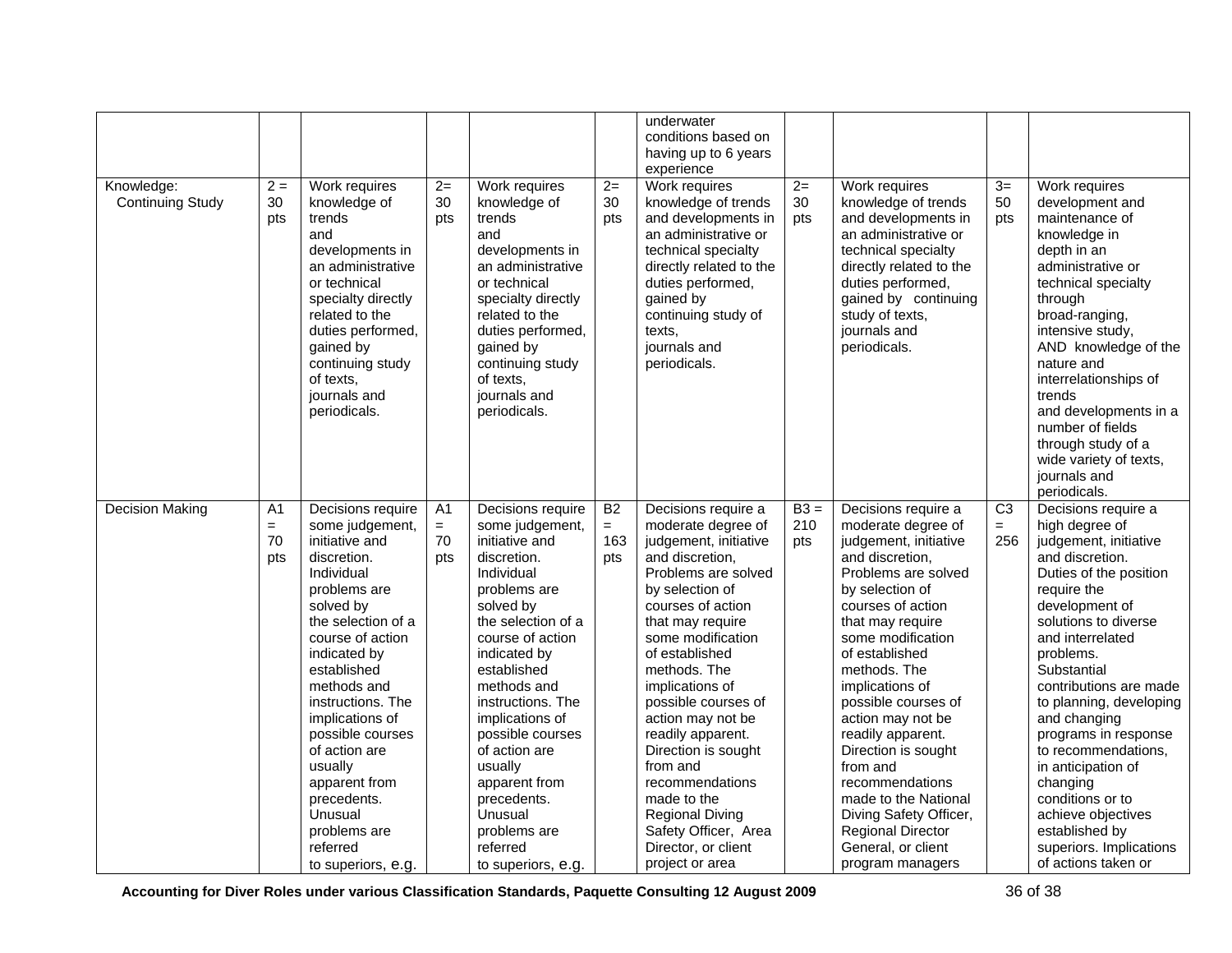| | | | | | | | | | | |
|---|---|---|---|---|---|---|---|---|---|---|
| | | | | | | underwater conditions based on having up to 6 years experience | | | | |
| Knowledge: Continuing Study | 2 = 30 pts | Work requires knowledge of trends and developments in an administrative or technical specialty directly related to the duties performed, gained by continuing study of texts, journals and periodicals. | 2= 30 pts | Work requires knowledge of trends and developments in an administrative or technical specialty directly related to the duties performed, gained by continuing study of texts, journals and periodicals. | 2= 30 pts | Work requires knowledge of trends and developments in an administrative or technical specialty directly related to the duties performed, gained by continuing study of texts, journals and periodicals. | 2= 30 pts | Work requires knowledge of trends and developments in an administrative or technical specialty directly related to the duties performed, gained by continuing study of texts, journals and periodicals. | 3= 50 pts | Work requires development and maintenance of knowledge in depth in an administrative or technical specialty through broad-ranging, intensive study, AND knowledge of the nature and interrelationships of trends and developments in a number of fields through study of a wide variety of texts, journals and periodicals. |
| Decision Making | A1 = 70 pts | Decisions require some judgement, initiative and discretion. Individual problems are solved by the selection of a course of action indicated by established methods and instructions. The implications of possible courses of action are usually apparent from precedents. Unusual problems are referred to superiors, e.g. | A1 = 70 pts | Decisions require some judgement, initiative and discretion. Individual problems are solved by the selection of a course of action indicated by established methods and instructions. The implications of possible courses of action are usually apparent from precedents. Unusual problems are referred to superiors, e.g. | B2 = 163 pts | Decisions require a moderate degree of judgement, initiative and discretion, Problems are solved by selection of courses of action that may require some modification of established methods. The implications of possible courses of action may not be readily apparent. Direction is sought from and recommendations made to the Regional Diving Safety Officer, Area Director, or client project or area | B3 = 210 pts | Decisions require a moderate degree of judgement, initiative and discretion, Problems are solved by selection of courses of action that may require some modification of established methods. The implications of possible courses of action may not be readily apparent. Direction is sought from and recommendations made to the National Diving Safety Officer, Regional Director General, or client program managers | C3 = 256 | Decisions require a high degree of judgement, initiative and discretion. Duties of the position require the development of solutions to diverse and interrelated problems. Substantial contributions are made to planning, developing and changing programs in response to recommendations, in anticipation of changing conditions or to achieve objectives established by superiors. Implications of actions taken or |

**Accounting for Diver Roles under various Classification Standards, Paquette Consulting 12 August 2009**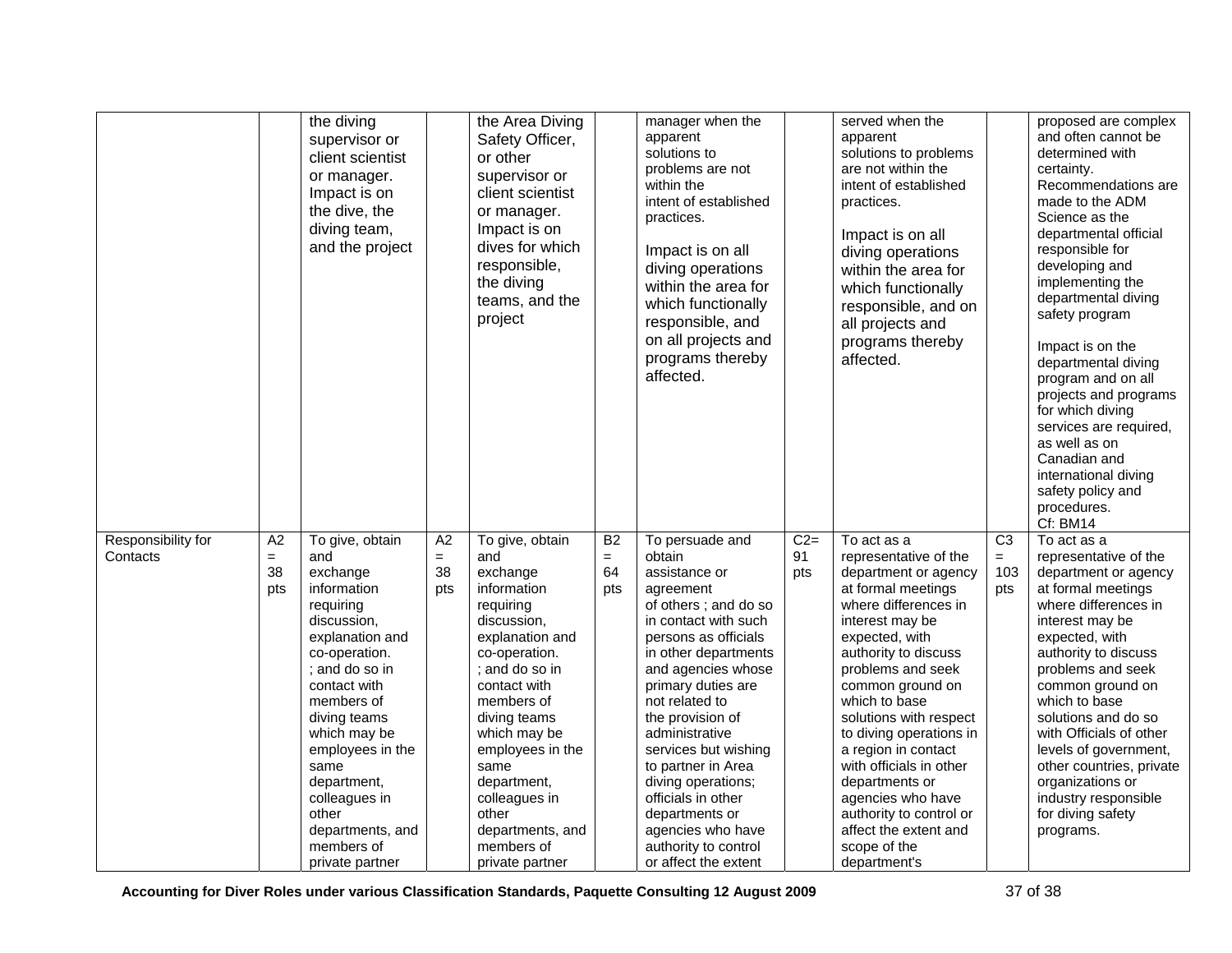| | | | | | | | | | | |
|---|---|---|---|---|---|---|---|---|---|---|
| | | the diving supervisor or client scientist or manager. Impact is on the dive, the diving team, and the project | | the Area Diving Safety Officer, or other supervisor or client scientist or manager. Impact is on dives for which responsible, the diving teams, and the project | | manager when the apparent solutions to problems are not within the intent of established practices. Impact is on all diving operations within the area for which functionally responsible, and on all projects and programs thereby affected. | | served when the apparent solutions to problems are not within the intent of established practices. Impact is on all diving operations within the area for which functionally responsible, and on all projects and programs thereby affected. | | proposed are complex and often cannot be determined with certainty. Recommendations are made to the ADM Science as the departmental official responsible for developing and implementing the departmental diving safety program<br><br>Impact is on the departmental diving program and on all projects and programs for which diving services are required, as well as on Canadian and international diving safety policy and procedures.<br>Cf: BM14 |
| Responsibility for Contacts | A2 = 38 pts | To give, obtain and exchange information requiring discussion, explanation and co-operation. ; and do so in contact with members of diving teams which may be employees in the same department, colleagues in other departments, and members of private partner | A2 = 38 pts | To give, obtain and exchange information requiring discussion, explanation and co-operation. ; and do so in contact with members of diving teams which may be employees in the same department, colleagues in other departments, and members of private partner | B2 = 64 pts | To persuade and obtain assistance or agreement of others ; and do so in contact with such persons as officials in other departments and agencies whose primary duties are not related to the provision of administrative services but wishing to partner in Area diving operations; officials in other departments or agencies who have authority to control or affect the extent | C2= 91 pts | To act as a representative of the department or agency at formal meetings where differences in interest may be expected, with authority to discuss problems and seek common ground on which to base solutions with respect to diving operations in a region in contact with officials in other departments or agencies who have authority to control or affect the extent and scope of the department's | C3 = 103 pts | To act as a representative of the department or agency at formal meetings where differences in interest may be expected, with authority to discuss problems and seek common ground on which to base solutions and do so with Officials of other levels of government, other countries, private organizations or industry responsible for diving safety programs. |

Accounting for Diver Roles under various Classification Standards, Paquette Consulting 12 August 2009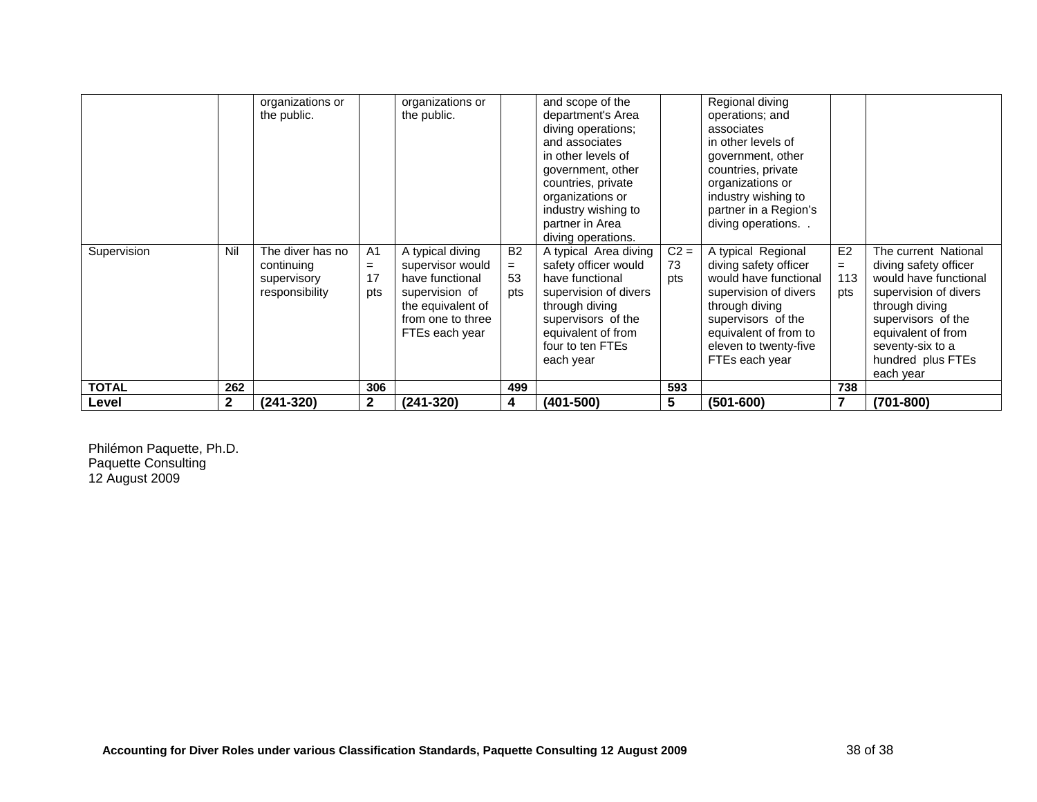| | | | | | | | | | | |
|---|---|---|---|---|---|---|---|---|---|---|
| | | organizations or the public. | | organizations or the public. | | and scope of the department's Area diving operations; and associates in other levels of government, other countries, private organizations or industry wishing to partner in Area diving operations. | | Regional diving operations; and associates in other levels of government, other countries, private organizations or industry wishing to partner in a Region's diving operations. . | | |
| Supervision | Nil | The diver has no continuing supervisory responsibility | A1 = 17 pts | A typical diving supervisor would have functional supervision of the equivalent of from one to three FTEs each year | B2 = 53 pts | A typical Area diving safety officer would have functional supervision of divers through diving supervisors of the equivalent of from four to ten FTEs each year | C2 = 73 pts | A typical Regional diving safety officer would have functional supervision of divers through diving supervisors of the equivalent of from to eleven to twenty-five FTEs each year | E2 = 113 pts | The current National diving safety officer would have functional supervision of divers through diving supervisors of the equivalent of from seventy-six to a hundred plus FTEs each year |
| **TOTAL** | **262** | | **306** | | **499** | | **593** | | **738** | |
| **Level** | **2** | **(241-320)** | **2** | **(241-320)** | **4** | **(401-500)** | **5** | **(501-600)** | **7** | **(701-800)** |

Philémon Paquette, Ph.D.
Paquette Consulting
12 August 2009